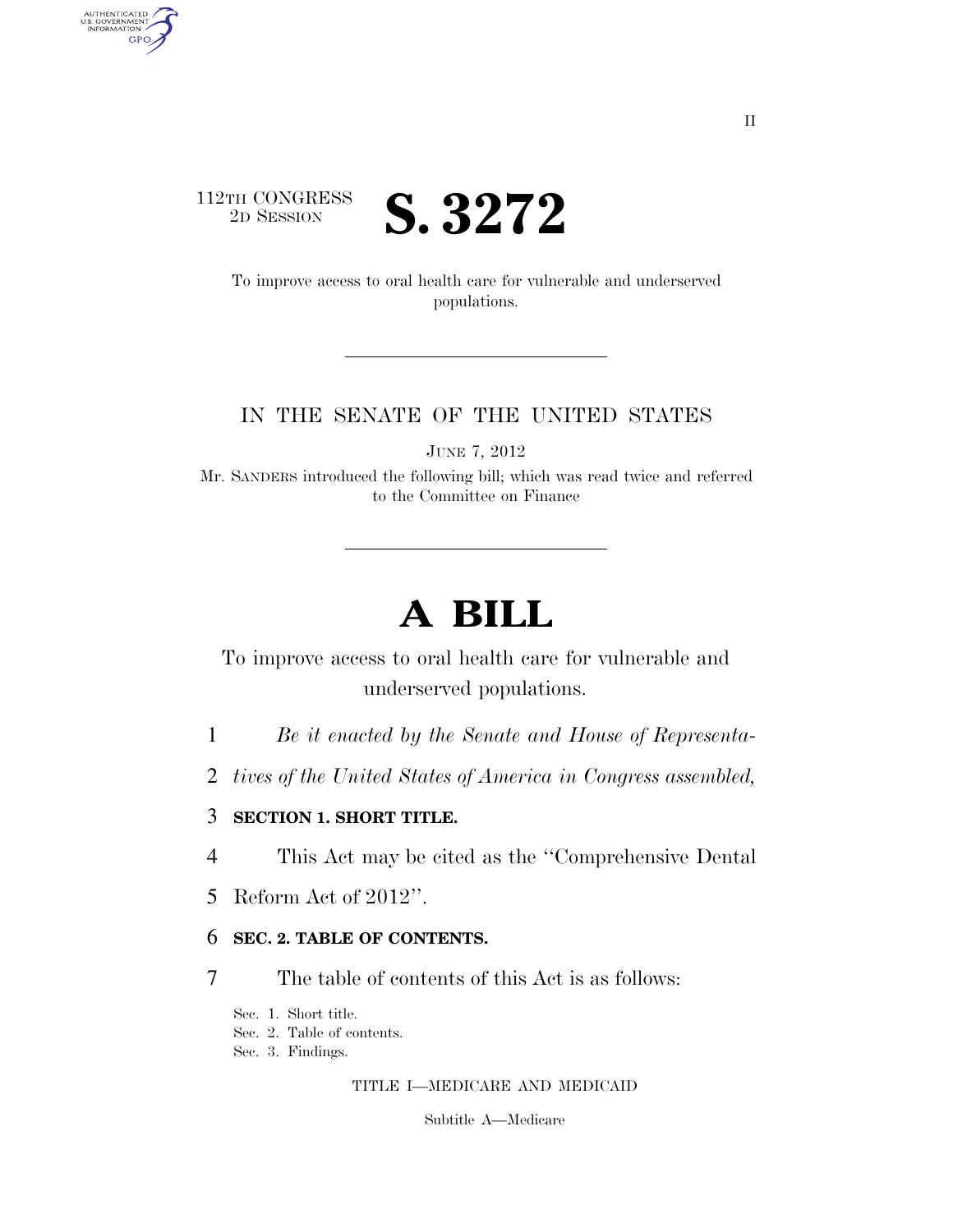112TH CONGRESS
2D SESSION

# S. 3272

To improve access to oral health care for vulnerable and underserved populations.

---

IN THE SENATE OF THE UNITED STATES

JUNE 7, 2012

Mr. SANDERS introduced the following bill; which was read twice and referred to the Committee on Finance

---

# A BILL

To improve access to oral health care for vulnerable and underserved populations.

*Be it enacted by the Senate and House of Representatives of the United States of America in Congress assembled,*

**SECTION 1. SHORT TITLE.**

This Act may be cited as the ''Comprehensive Dental Reform Act of 2012''.

**SEC. 2. TABLE OF CONTENTS.**

The table of contents of this Act is as follows:

Sec. 1. Short title.
Sec. 2. Table of contents.
Sec. 3. Findings.

TITLE I—MEDICARE AND MEDICAID

Subtitle A—Medicare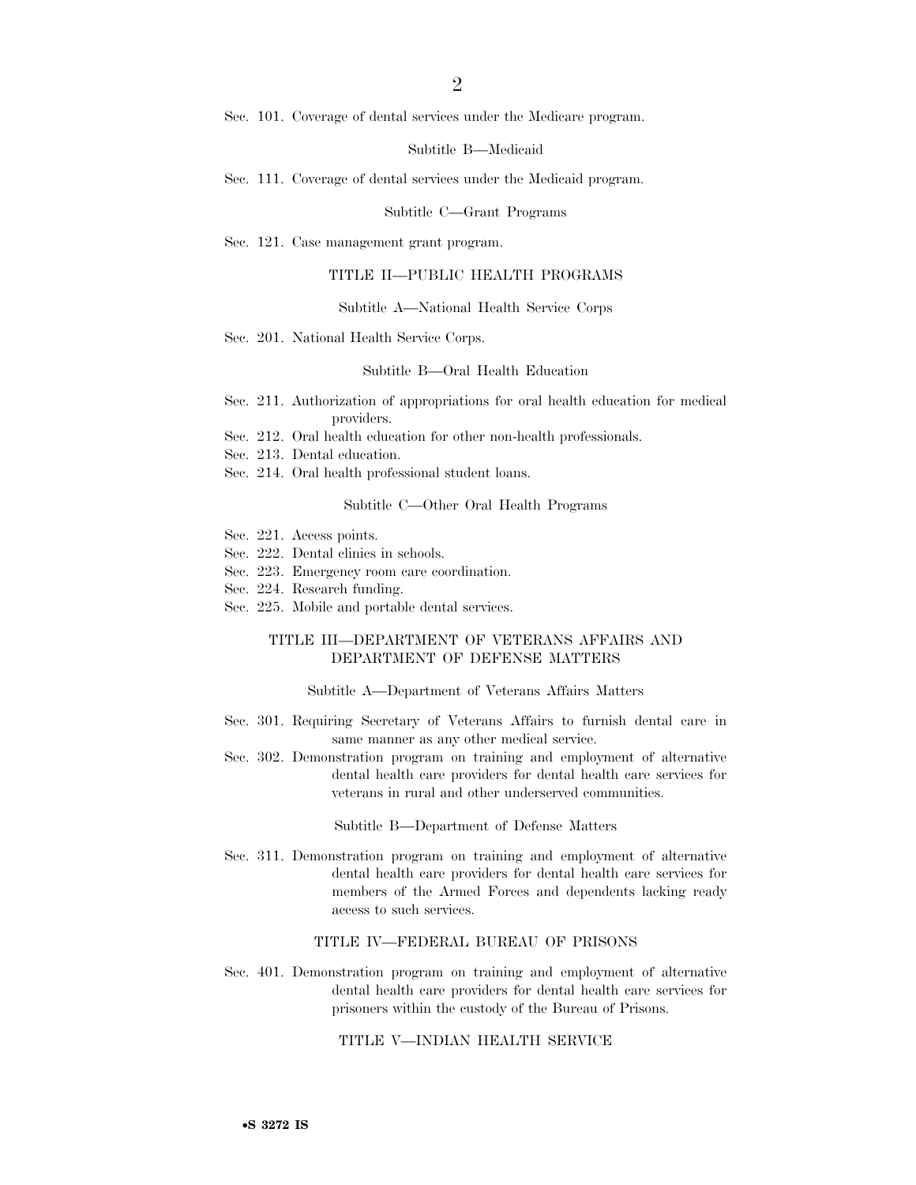Sec. 101. Coverage of dental services under the Medicare program.

Subtitle B—Medicaid

Sec. 111. Coverage of dental services under the Medicaid program.

Subtitle C—Grant Programs

Sec. 121. Case management grant program.

TITLE II—PUBLIC HEALTH PROGRAMS

Subtitle A—National Health Service Corps

Sec. 201. National Health Service Corps.

Subtitle B—Oral Health Education

Sec. 211. Authorization of appropriations for oral health education for medical providers.
Sec. 212. Oral health education for other non-health professionals.
Sec. 213. Dental education.
Sec. 214. Oral health professional student loans.

Subtitle C—Other Oral Health Programs

Sec. 221. Access points.
Sec. 222. Dental clinics in schools.
Sec. 223. Emergency room care coordination.
Sec. 224. Research funding.
Sec. 225. Mobile and portable dental services.

TITLE III—DEPARTMENT OF VETERANS AFFAIRS AND DEPARTMENT OF DEFENSE MATTERS

Subtitle A—Department of Veterans Affairs Matters

Sec. 301. Requiring Secretary of Veterans Affairs to furnish dental care in same manner as any other medical service.
Sec. 302. Demonstration program on training and employment of alternative dental health care providers for dental health care services for veterans in rural and other underserved communities.

Subtitle B—Department of Defense Matters

Sec. 311. Demonstration program on training and employment of alternative dental health care providers for dental health care services for members of the Armed Forces and dependents lacking ready access to such services.

TITLE IV—FEDERAL BUREAU OF PRISONS

Sec. 401. Demonstration program on training and employment of alternative dental health care providers for dental health care services for prisoners within the custody of the Bureau of Prisons.

TITLE V—INDIAN HEALTH SERVICE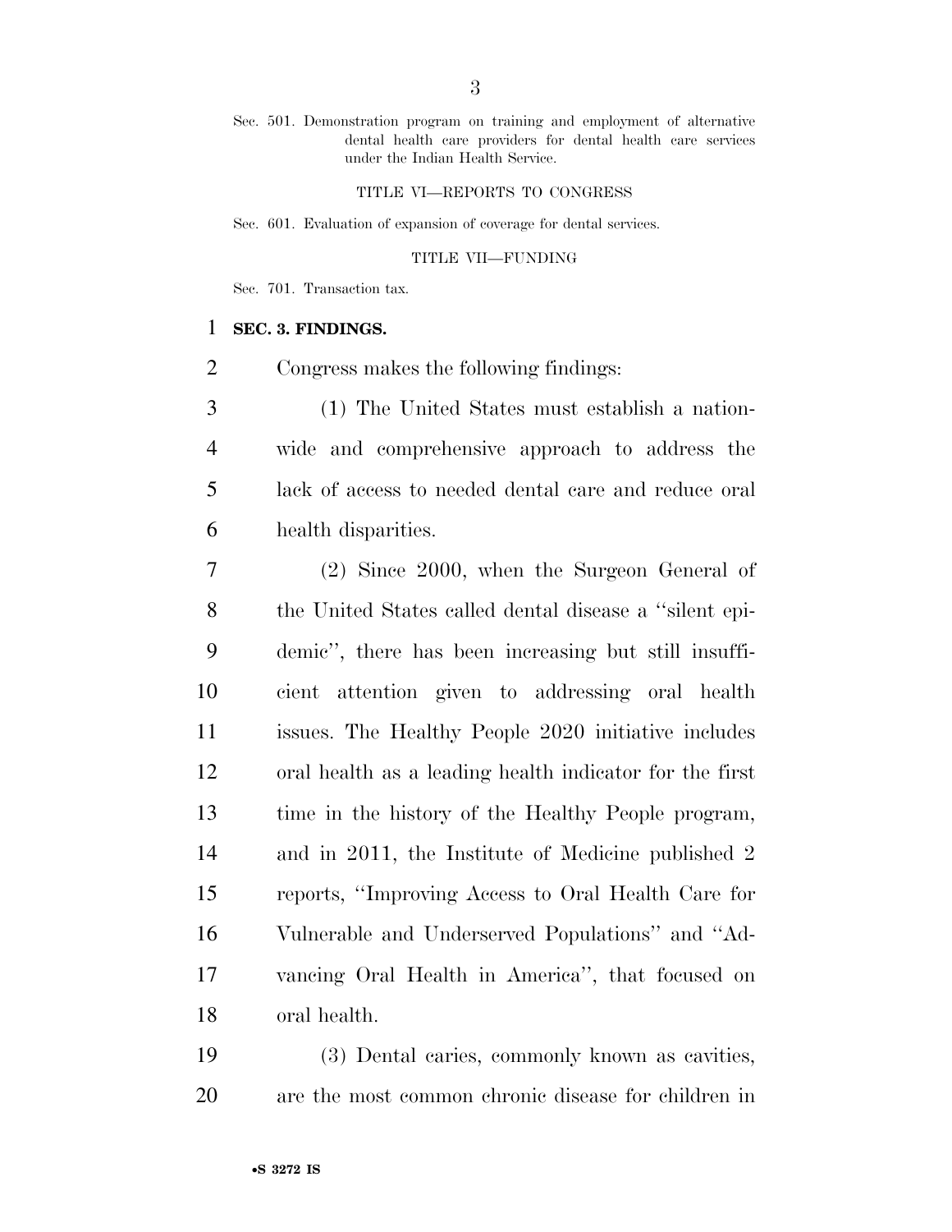Sec. 501. Demonstration program on training and employment of alternative dental health care providers for dental health care services under the Indian Health Service.

TITLE VI—REPORTS TO CONGRESS

Sec. 601. Evaluation of expansion of coverage for dental services.

TITLE VII—FUNDING

Sec. 701. Transaction tax.

**SEC. 3. FINDINGS.**

Congress makes the following findings:

(1) The United States must establish a nationwide and comprehensive approach to address the lack of access to needed dental care and reduce oral health disparities.

(2) Since 2000, when the Surgeon General of the United States called dental disease a ''silent epidemic'', there has been increasing but still insufficient attention given to addressing oral health issues. The Healthy People 2020 initiative includes oral health as a leading health indicator for the first time in the history of the Healthy People program, and in 2011, the Institute of Medicine published 2 reports, ''Improving Access to Oral Health Care for Vulnerable and Underserved Populations'' and ''Advancing Oral Health in America'', that focused on oral health.

(3) Dental caries, commonly known as cavities, are the most common chronic disease for children in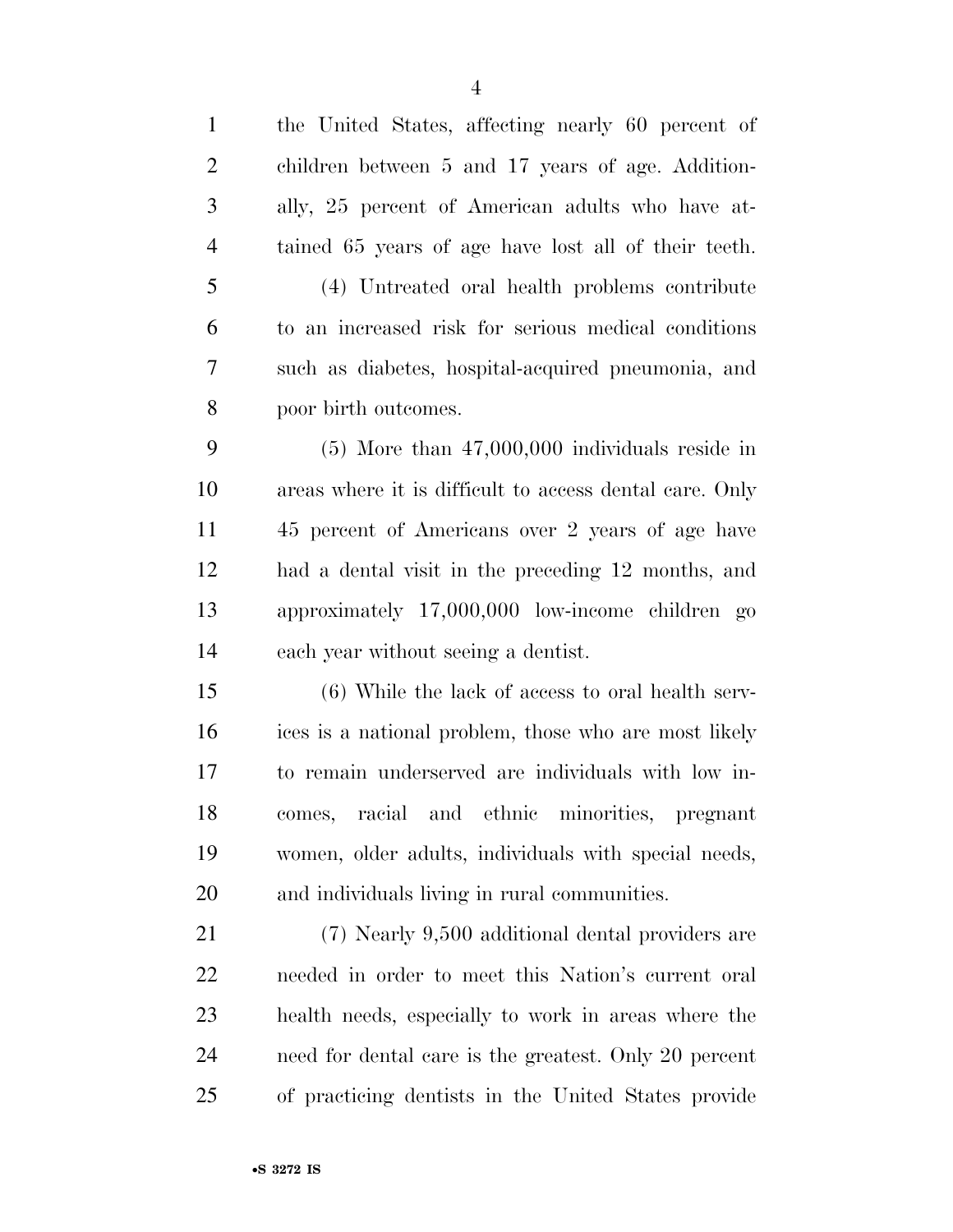the United States, affecting nearly 60 percent of children between 5 and 17 years of age. Additionally, 25 percent of American adults who have attained 65 years of age have lost all of their teeth.

(4) Untreated oral health problems contribute to an increased risk for serious medical conditions such as diabetes, hospital-acquired pneumonia, and poor birth outcomes.

(5) More than 47,000,000 individuals reside in areas where it is difficult to access dental care. Only 45 percent of Americans over 2 years of age have had a dental visit in the preceding 12 months, and approximately 17,000,000 low-income children go each year without seeing a dentist.

(6) While the lack of access to oral health services is a national problem, those who are most likely to remain underserved are individuals with low incomes, racial and ethnic minorities, pregnant women, older adults, individuals with special needs, and individuals living in rural communities.

(7) Nearly 9,500 additional dental providers are needed in order to meet this Nation's current oral health needs, especially to work in areas where the need for dental care is the greatest. Only 20 percent of practicing dentists in the United States provide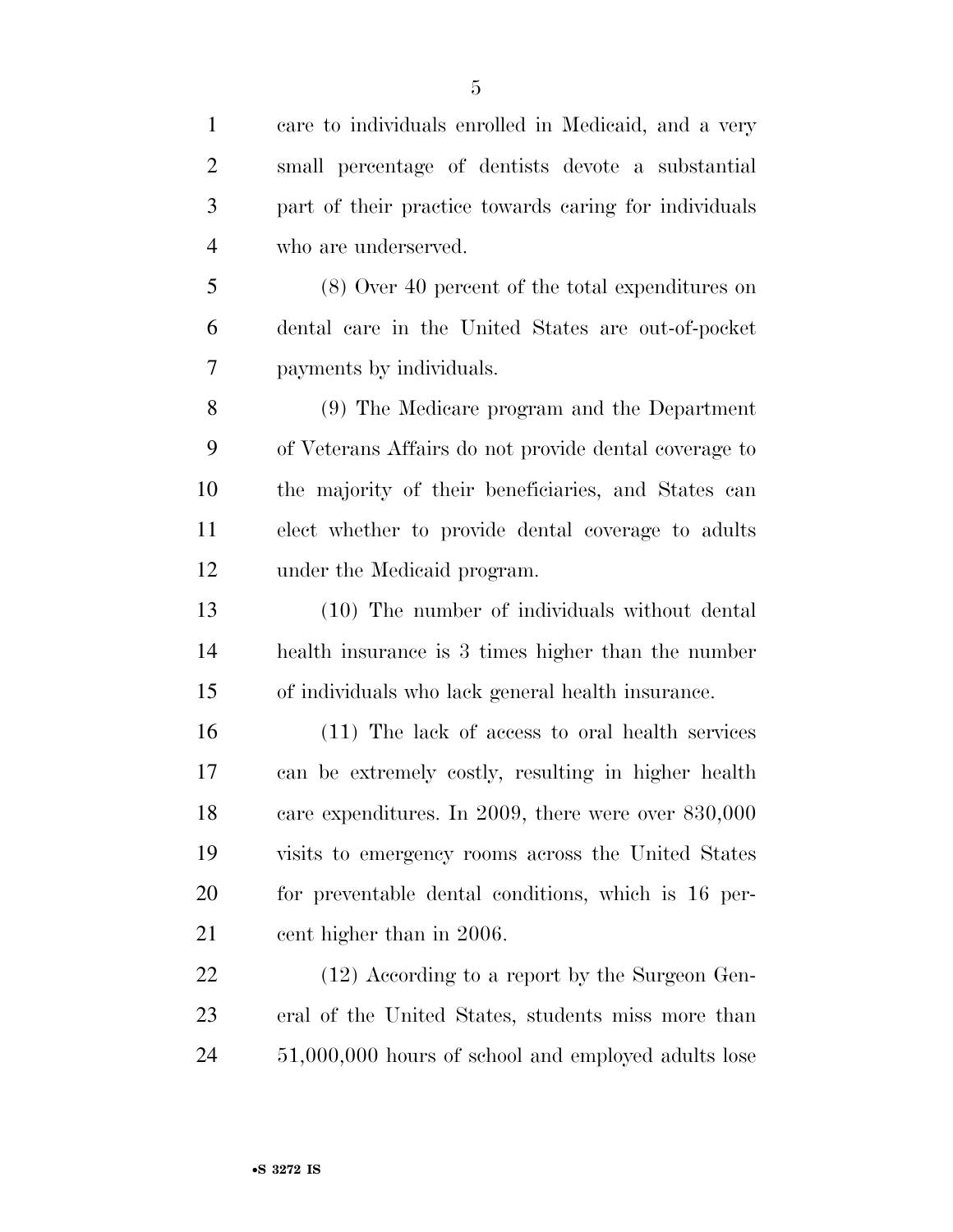care to individuals enrolled in Medicaid, and a very small percentage of dentists devote a substantial part of their practice towards caring for individuals who are underserved.

(8) Over 40 percent of the total expenditures on dental care in the United States are out-of-pocket payments by individuals.

(9) The Medicare program and the Department of Veterans Affairs do not provide dental coverage to the majority of their beneficiaries, and States can elect whether to provide dental coverage to adults under the Medicaid program.

(10) The number of individuals without dental health insurance is 3 times higher than the number of individuals who lack general health insurance.

(11) The lack of access to oral health services can be extremely costly, resulting in higher health care expenditures. In 2009, there were over 830,000 visits to emergency rooms across the United States for preventable dental conditions, which is 16 percent higher than in 2006.

(12) According to a report by the Surgeon General of the United States, students miss more than 51,000,000 hours of school and employed adults lose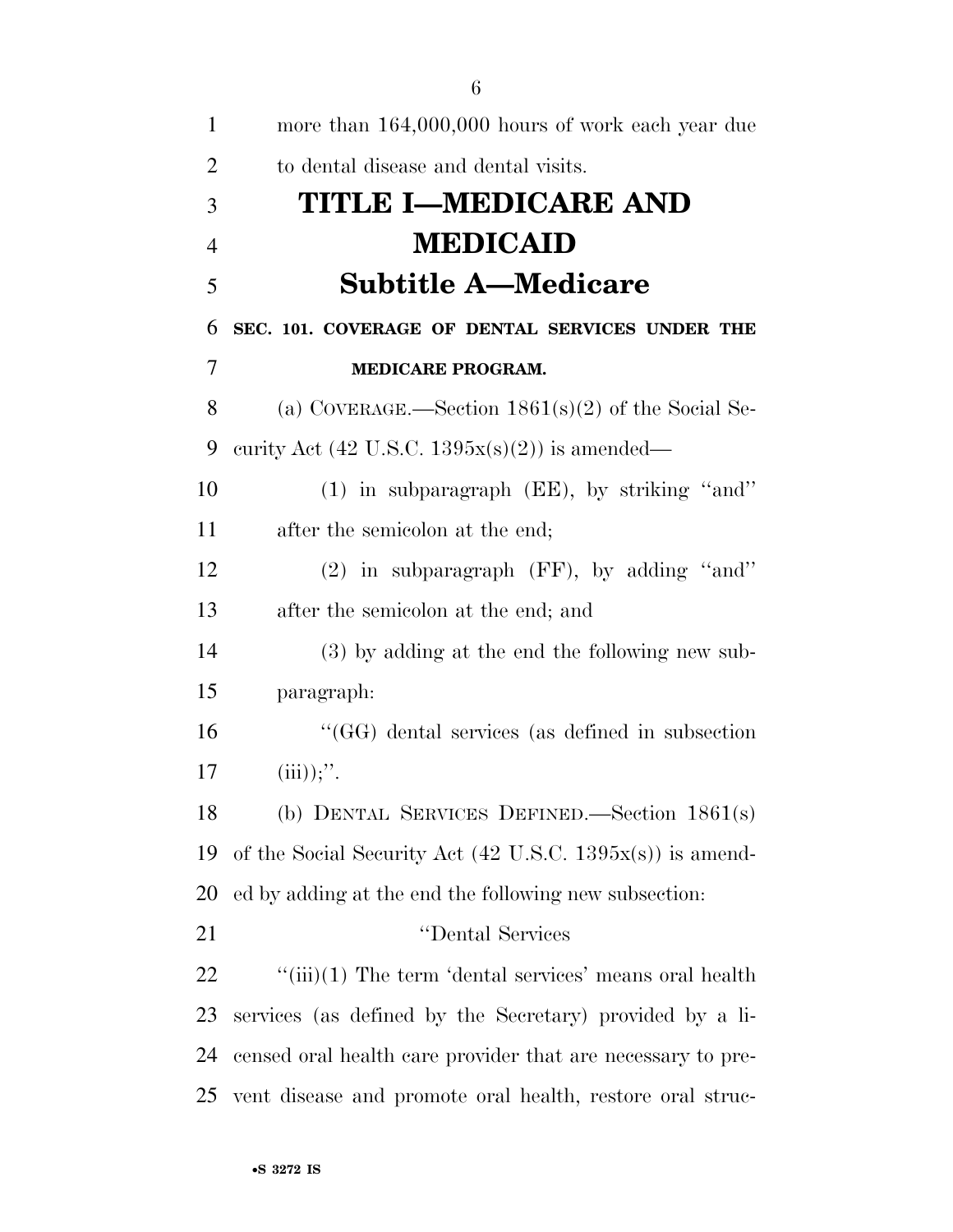more than 164,000,000 hours of work each year due to dental disease and dental visits.

# TITLE I—MEDICARE AND MEDICAID

## Subtitle A—Medicare

### SEC. 101. COVERAGE OF DENTAL SERVICES UNDER THE MEDICARE PROGRAM.

(a) COVERAGE.—Section 1861(s)(2) of the Social Security Act (42 U.S.C. 1395x(s)(2)) is amended—

(1) in subparagraph (EE), by striking ''and'' after the semicolon at the end;

(2) in subparagraph (FF), by adding ''and'' after the semicolon at the end; and

(3) by adding at the end the following new subparagraph:

''(GG) dental services (as defined in subsection (iii));''.

(b) DENTAL SERVICES DEFINED.—Section 1861(s) of the Social Security Act (42 U.S.C. 1395x(s)) is amended by adding at the end the following new subsection:

''Dental Services

''(iii)(1) The term 'dental services' means oral health services (as defined by the Secretary) provided by a licensed oral health care provider that are necessary to prevent disease and promote oral health, restore oral struc-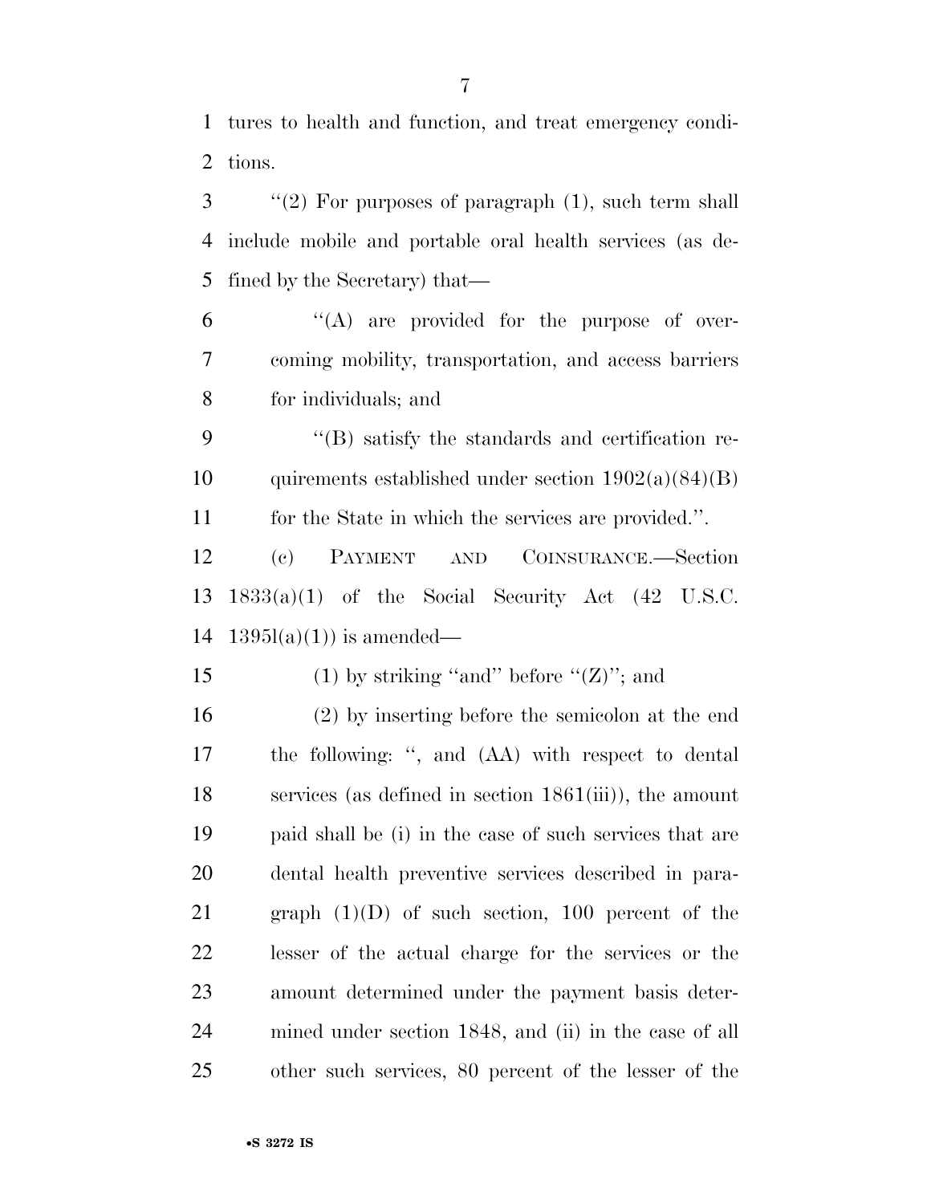tures to health and function, and treat emergency conditions.

"(2) For purposes of paragraph (1), such term shall include mobile and portable oral health services (as defined by the Secretary) that—

"(A) are provided for the purpose of overcoming mobility, transportation, and access barriers for individuals; and

"(B) satisfy the standards and certification requirements established under section 1902(a)(84)(B) for the State in which the services are provided.".

(c) PAYMENT AND COINSURANCE.—Section 1833(a)(1) of the Social Security Act (42 U.S.C. 1395l(a)(1)) is amended—

(1) by striking "and" before "(Z)"; and

(2) by inserting before the semicolon at the end the following: ", and (AA) with respect to dental services (as defined in section 1861(iii)), the amount paid shall be (i) in the case of such services that are dental health preventive services described in paragraph (1)(D) of such section, 100 percent of the lesser of the actual charge for the services or the amount determined under the payment basis determined under section 1848, and (ii) in the case of all other such services, 80 percent of the lesser of the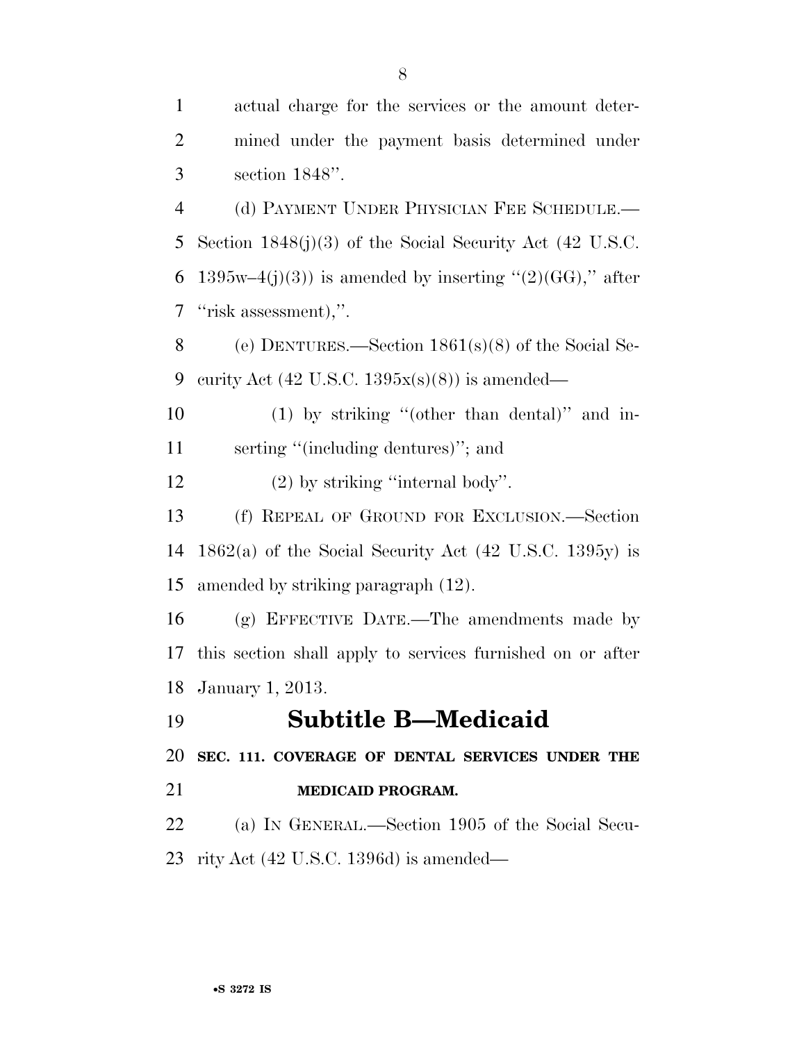actual charge for the services or the amount determined under the payment basis determined under section 1848''.

(d) PAYMENT UNDER PHYSICIAN FEE SCHEDULE.—Section 1848(j)(3) of the Social Security Act (42 U.S.C. 1395w–4(j)(3)) is amended by inserting ''(2)(GG),'' after ''risk assessment),''.

(e) DENTURES.—Section 1861(s)(8) of the Social Security Act (42 U.S.C. 1395x(s)(8)) is amended—

(1) by striking ''(other than dental)'' and inserting ''(including dentures)''; and

(2) by striking ''internal body''.

(f) REPEAL OF GROUND FOR EXCLUSION.—Section 1862(a) of the Social Security Act (42 U.S.C. 1395y) is amended by striking paragraph (12).

(g) EFFECTIVE DATE.—The amendments made by this section shall apply to services furnished on or after January 1, 2013.

## Subtitle B—Medicaid

### SEC. 111. COVERAGE OF DENTAL SERVICES UNDER THE MEDICAID PROGRAM.

(a) IN GENERAL.—Section 1905 of the Social Security Act (42 U.S.C. 1396d) is amended—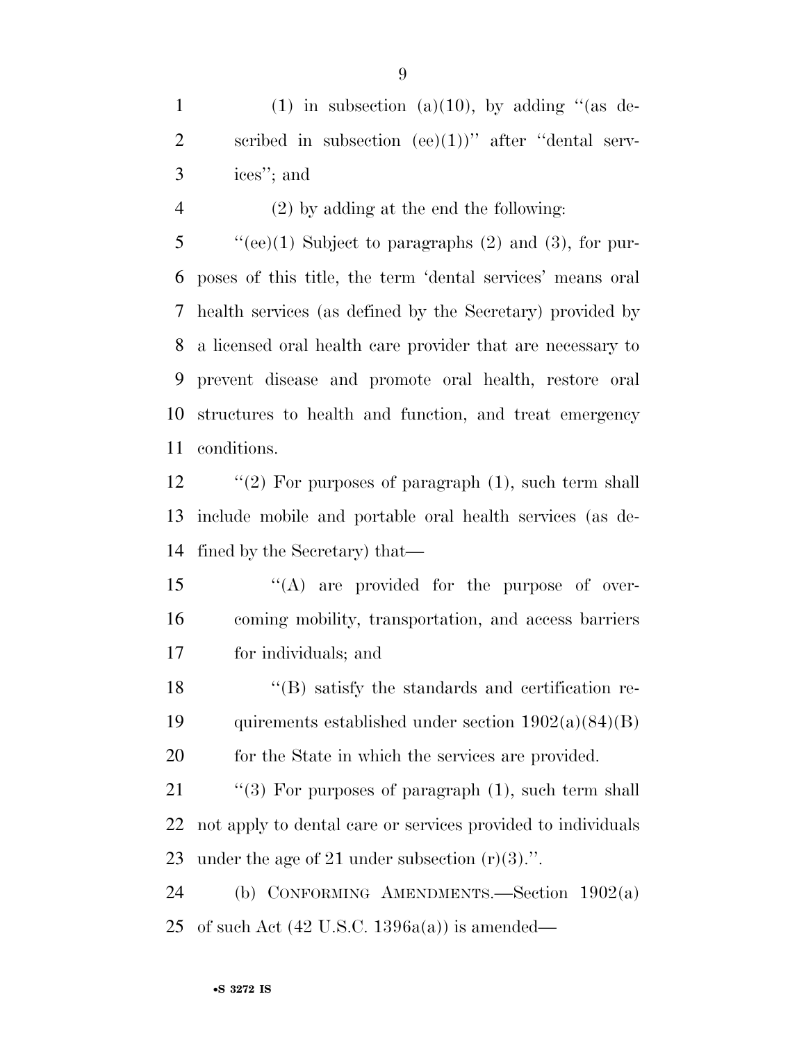(1) in subsection (a)(10), by adding "(as described in subsection (ee)(1))" after "dental services"; and

(2) by adding at the end the following:

"(ee)(1) Subject to paragraphs (2) and (3), for purposes of this title, the term 'dental services' means oral health services (as defined by the Secretary) provided by a licensed oral health care provider that are necessary to prevent disease and promote oral health, restore oral structures to health and function, and treat emergency conditions.

"(2) For purposes of paragraph (1), such term shall include mobile and portable oral health services (as defined by the Secretary) that—

"(A) are provided for the purpose of overcoming mobility, transportation, and access barriers for individuals; and

"(B) satisfy the standards and certification requirements established under section 1902(a)(84)(B) for the State in which the services are provided.

"(3) For purposes of paragraph (1), such term shall not apply to dental care or services provided to individuals under the age of 21 under subsection (r)(3).".

(b) CONFORMING AMENDMENTS.—Section 1902(a) of such Act (42 U.S.C. 1396a(a)) is amended—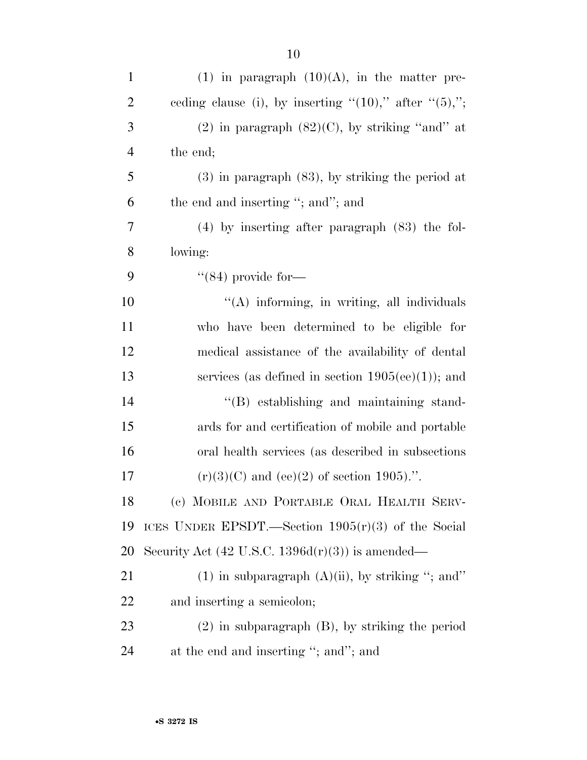(1) in paragraph (10)(A), in the matter preceding clause (i), by inserting "(10)," after "(5),";

(2) in paragraph (82)(C), by striking "and" at the end;

(3) in paragraph (83), by striking the period at the end and inserting "; and"; and

(4) by inserting after paragraph (83) the following:

"(84) provide for—

"(A) informing, in writing, all individuals who have been determined to be eligible for medical assistance of the availability of dental services (as defined in section 1905(ee)(1)); and

"(B) establishing and maintaining standards for and certification of mobile and portable oral health services (as described in subsections (r)(3)(C) and (ee)(2) of section 1905).".

(c) MOBILE AND PORTABLE ORAL HEALTH SERVICES UNDER EPSDT.—Section 1905(r)(3) of the Social Security Act (42 U.S.C. 1396d(r)(3)) is amended—

(1) in subparagraph (A)(ii), by striking "; and" and inserting a semicolon;

(2) in subparagraph (B), by striking the period at the end and inserting "; and"; and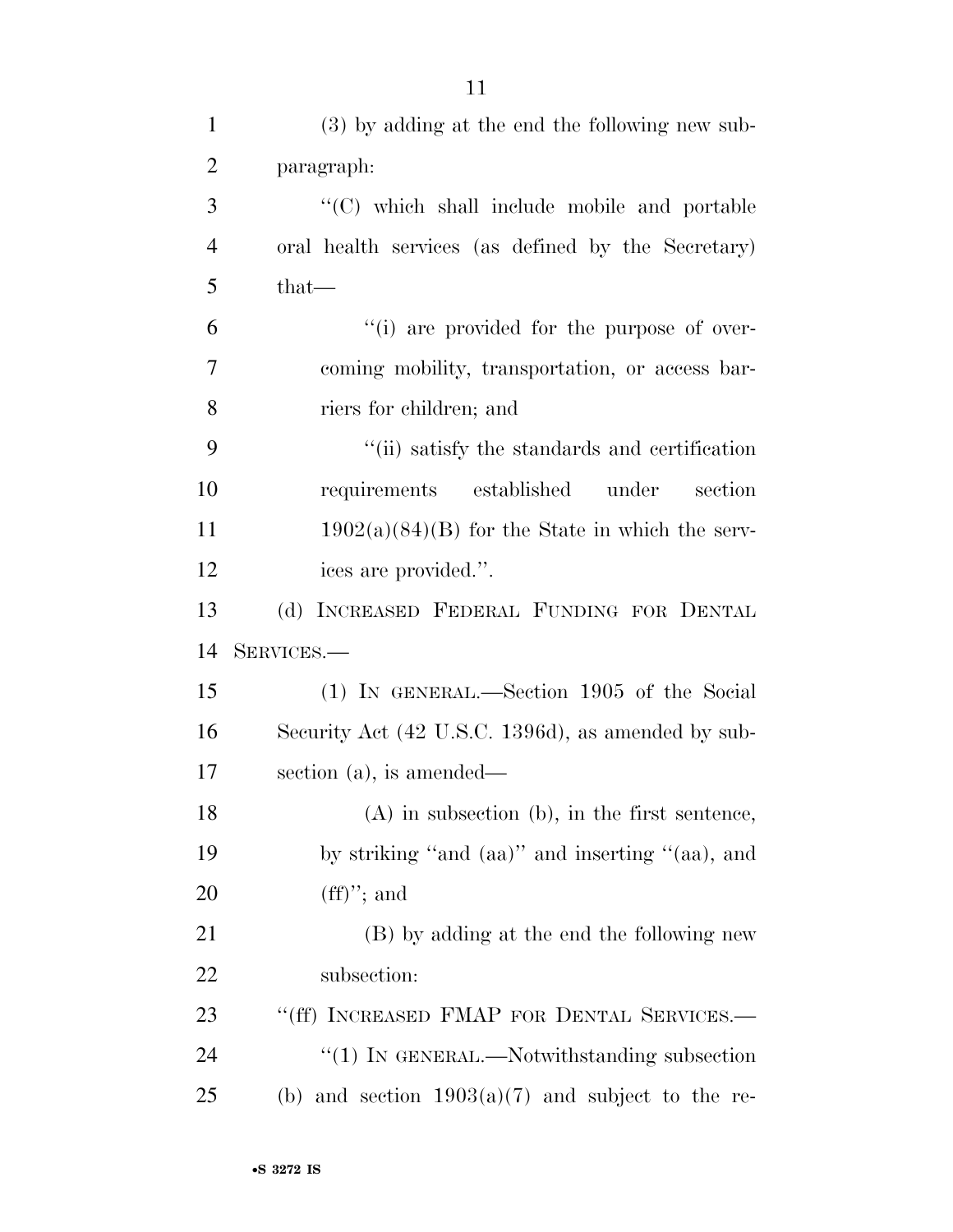(3) by adding at the end the following new subparagraph:

"(C) which shall include mobile and portable oral health services (as defined by the Secretary) that—

"(i) are provided for the purpose of overcoming mobility, transportation, or access barriers for children; and

"(ii) satisfy the standards and certification requirements established under section 1902(a)(84)(B) for the State in which the services are provided.".

(d) INCREASED FEDERAL FUNDING FOR DENTAL SERVICES.—

(1) IN GENERAL.—Section 1905 of the Social Security Act (42 U.S.C. 1396d), as amended by subsection (a), is amended—

(A) in subsection (b), in the first sentence, by striking "and (aa)" and inserting "(aa), and (ff)"; and

(B) by adding at the end the following new subsection:

"(ff) INCREASED FMAP FOR DENTAL SERVICES.—

"(1) IN GENERAL.—Notwithstanding subsection (b) and section 1903(a)(7) and subject to the re-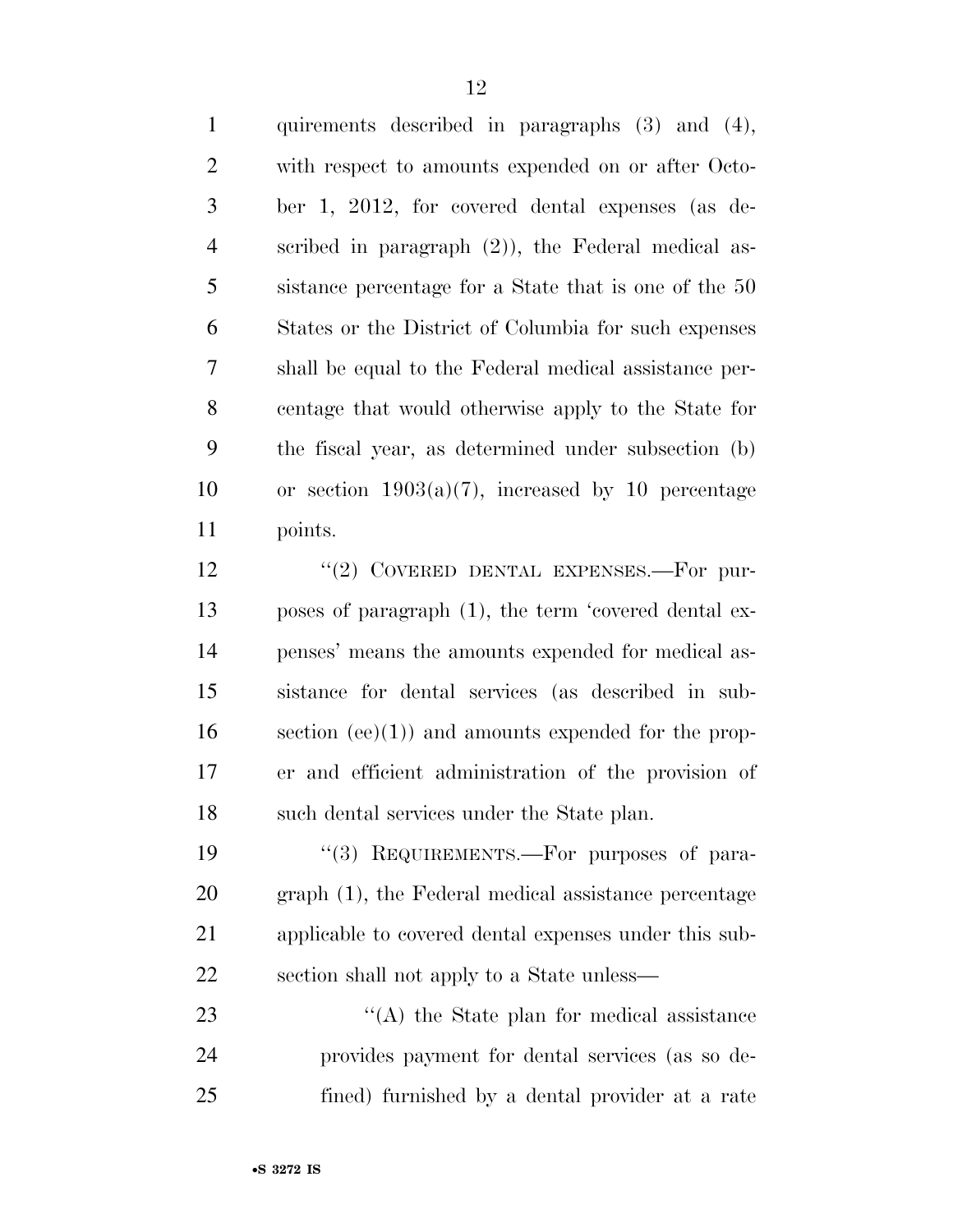quirements described in paragraphs (3) and (4), with respect to amounts expended on or after October 1, 2012, for covered dental expenses (as described in paragraph (2)), the Federal medical assistance percentage for a State that is one of the 50 States or the District of Columbia for such expenses shall be equal to the Federal medical assistance percentage that would otherwise apply to the State for the fiscal year, as determined under subsection (b) or section 1903(a)(7), increased by 10 percentage points.

"(2) COVERED DENTAL EXPENSES.—For purposes of paragraph (1), the term 'covered dental expenses' means the amounts expended for medical assistance for dental services (as described in subsection (ee)(1)) and amounts expended for the proper and efficient administration of the provision of such dental services under the State plan.

"(3) REQUIREMENTS.—For purposes of paragraph (1), the Federal medical assistance percentage applicable to covered dental expenses under this subsection shall not apply to a State unless—

"(A) the State plan for medical assistance provides payment for dental services (as so defined) furnished by a dental provider at a rate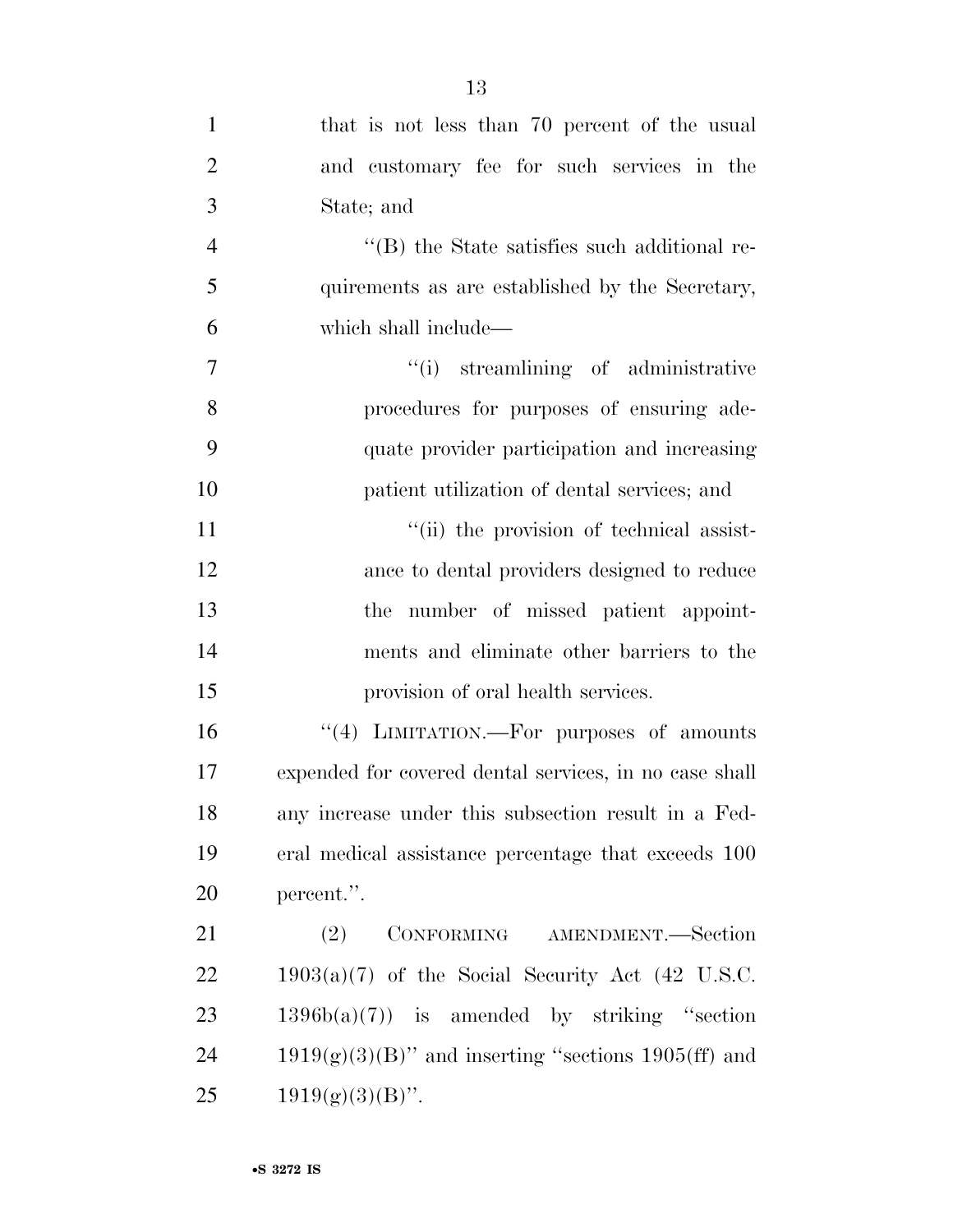that is not less than 70 percent of the usual and customary fee for such services in the State; and

"(B) the State satisfies such additional requirements as are established by the Secretary, which shall include—

"(i) streamlining of administrative procedures for purposes of ensuring adequate provider participation and increasing patient utilization of dental services; and

"(ii) the provision of technical assistance to dental providers designed to reduce the number of missed patient appointments and eliminate other barriers to the provision of oral health services.

"(4) LIMITATION.—For purposes of amounts expended for covered dental services, in no case shall any increase under this subsection result in a Federal medical assistance percentage that exceeds 100 percent.".

(2) CONFORMING AMENDMENT.—Section 1903(a)(7) of the Social Security Act (42 U.S.C. 1396b(a)(7)) is amended by striking "section 1919(g)(3)(B)" and inserting "sections 1905(ff) and 1919(g)(3)(B)".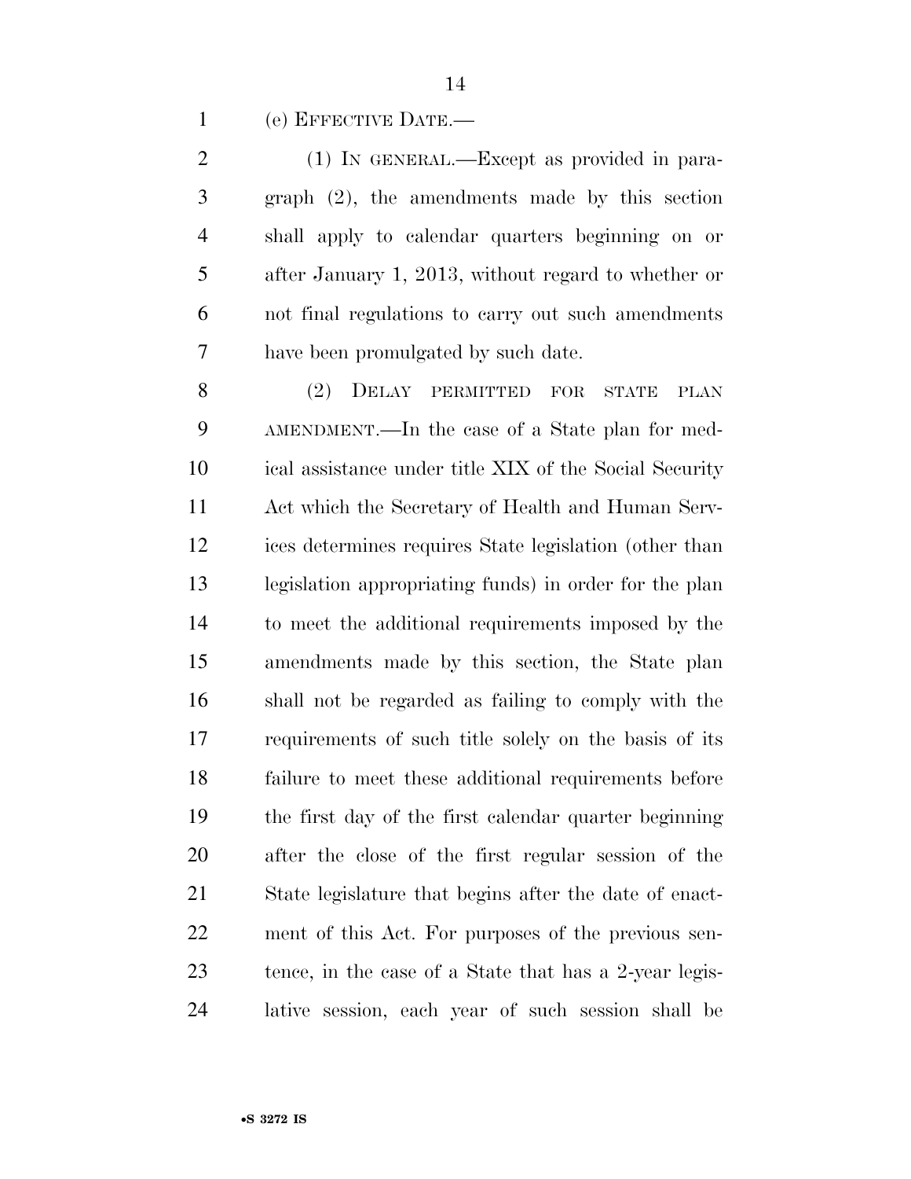(e) EFFECTIVE DATE.—

(1) IN GENERAL.—Except as provided in paragraph (2), the amendments made by this section shall apply to calendar quarters beginning on or after January 1, 2013, without regard to whether or not final regulations to carry out such amendments have been promulgated by such date.

(2) DELAY PERMITTED FOR STATE PLAN AMENDMENT.—In the case of a State plan for medical assistance under title XIX of the Social Security Act which the Secretary of Health and Human Services determines requires State legislation (other than legislation appropriating funds) in order for the plan to meet the additional requirements imposed by the amendments made by this section, the State plan shall not be regarded as failing to comply with the requirements of such title solely on the basis of its failure to meet these additional requirements before the first day of the first calendar quarter beginning after the close of the first regular session of the State legislature that begins after the date of enactment of this Act. For purposes of the previous sentence, in the case of a State that has a 2-year legislative session, each year of such session shall be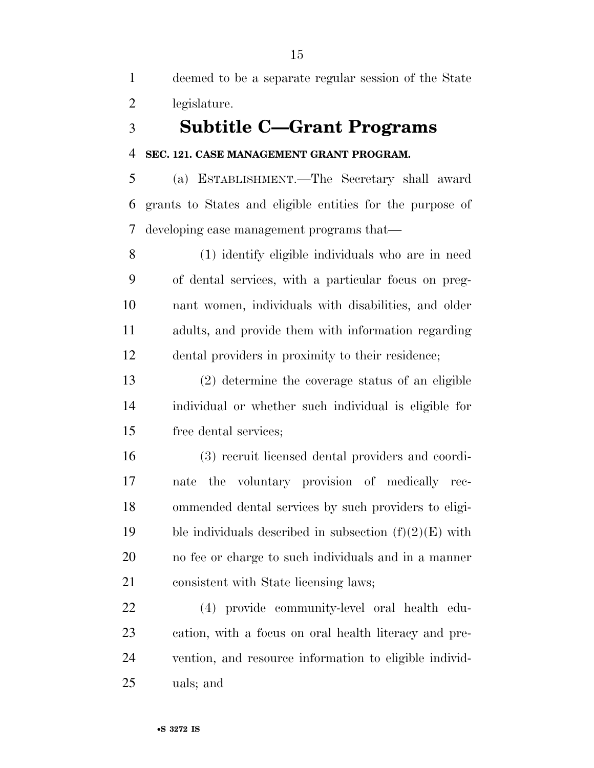deemed to be a separate regular session of the State legislature.

## Subtitle C—Grant Programs

**SEC. 121. CASE MANAGEMENT GRANT PROGRAM.**

(a) ESTABLISHMENT.—The Secretary shall award grants to States and eligible entities for the purpose of developing case management programs that—

(1) identify eligible individuals who are in need of dental services, with a particular focus on pregnant women, individuals with disabilities, and older adults, and provide them with information regarding dental providers in proximity to their residence;

(2) determine the coverage status of an eligible individual or whether such individual is eligible for free dental services;

(3) recruit licensed dental providers and coordinate the voluntary provision of medically recommended dental services by such providers to eligible individuals described in subsection (f)(2)(E) with no fee or charge to such individuals and in a manner consistent with State licensing laws;

(4) provide community-level oral health education, with a focus on oral health literacy and prevention, and resource information to eligible individuals; and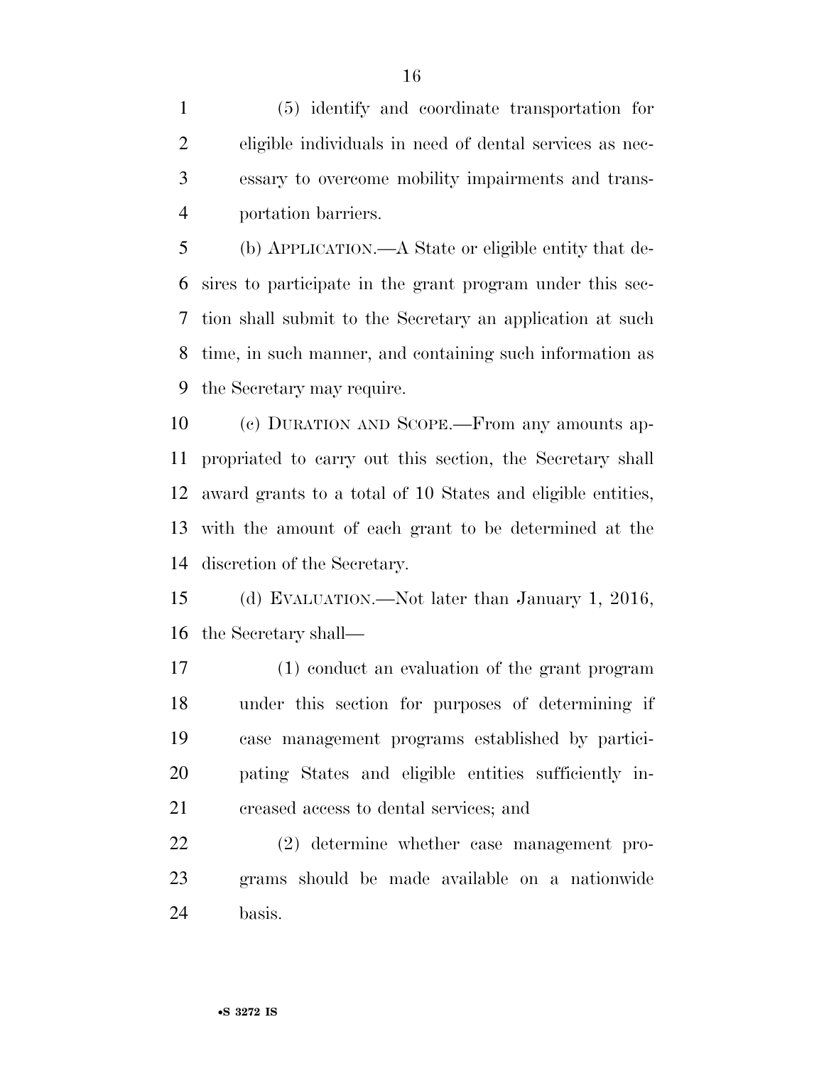(5) identify and coordinate transportation for eligible individuals in need of dental services as necessary to overcome mobility impairments and transportation barriers.

(b) APPLICATION.—A State or eligible entity that desires to participate in the grant program under this section shall submit to the Secretary an application at such time, in such manner, and containing such information as the Secretary may require.

(c) DURATION AND SCOPE.—From any amounts appropriated to carry out this section, the Secretary shall award grants to a total of 10 States and eligible entities, with the amount of each grant to be determined at the discretion of the Secretary.

(d) EVALUATION.—Not later than January 1, 2016, the Secretary shall—

(1) conduct an evaluation of the grant program under this section for purposes of determining if case management programs established by participating States and eligible entities sufficiently increased access to dental services; and

(2) determine whether case management programs should be made available on a nationwide basis.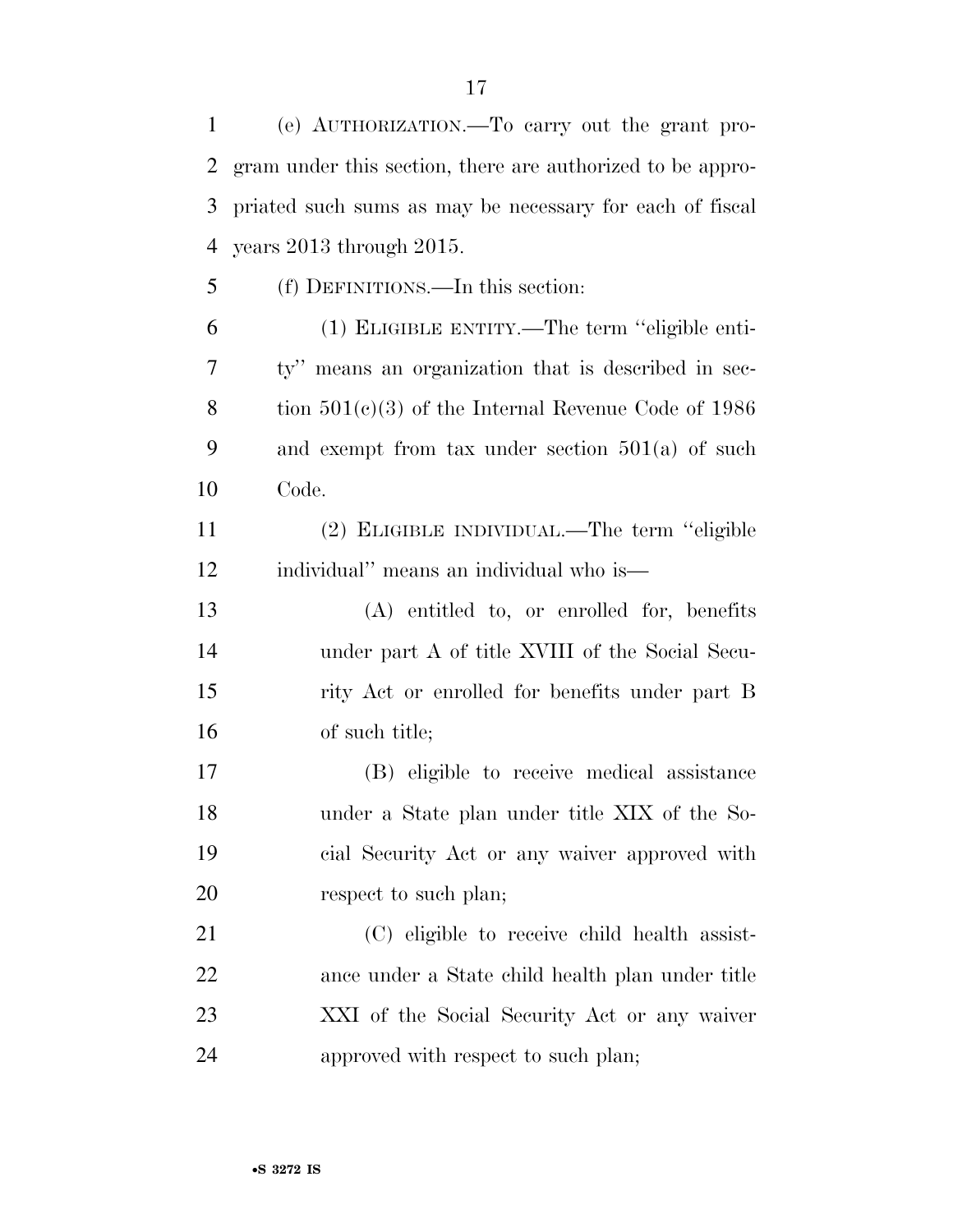(e) AUTHORIZATION.—To carry out the grant program under this section, there are authorized to be appropriated such sums as may be necessary for each of fiscal years 2013 through 2015.

(f) DEFINITIONS.—In this section:

(1) ELIGIBLE ENTITY.—The term ''eligible entity'' means an organization that is described in section 501(c)(3) of the Internal Revenue Code of 1986 and exempt from tax under section 501(a) of such Code.

(2) ELIGIBLE INDIVIDUAL.—The term ''eligible individual'' means an individual who is—

(A) entitled to, or enrolled for, benefits under part A of title XVIII of the Social Security Act or enrolled for benefits under part B of such title;

(B) eligible to receive medical assistance under a State plan under title XIX of the Social Security Act or any waiver approved with respect to such plan;

(C) eligible to receive child health assistance under a State child health plan under title XXI of the Social Security Act or any waiver approved with respect to such plan;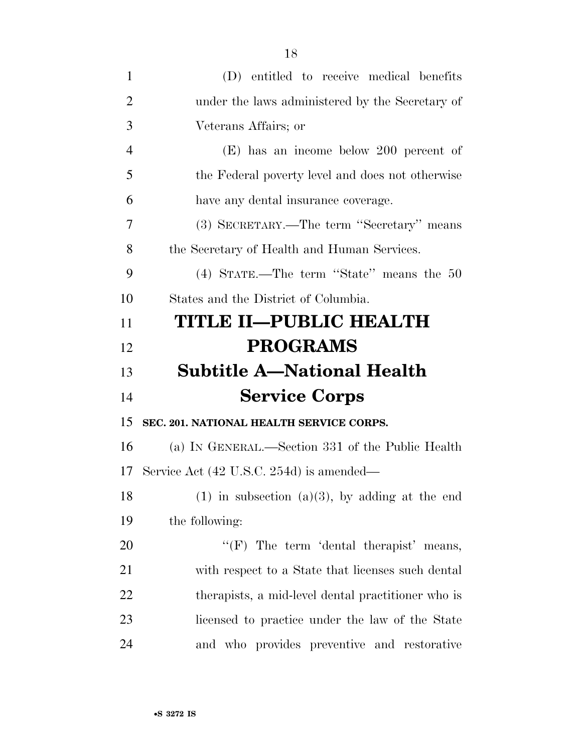(D) entitled to receive medical benefits under the laws administered by the Secretary of Veterans Affairs; or

(E) has an income below 200 percent of the Federal poverty level and does not otherwise have any dental insurance coverage.

(3) SECRETARY.—The term ''Secretary'' means the Secretary of Health and Human Services.

(4) STATE.—The term ''State'' means the 50 States and the District of Columbia.

# TITLE II—PUBLIC HEALTH PROGRAMS

## Subtitle A—National Health Service Corps

### SEC. 201. NATIONAL HEALTH SERVICE CORPS.

(a) IN GENERAL.—Section 331 of the Public Health Service Act (42 U.S.C. 254d) is amended—

(1) in subsection (a)(3), by adding at the end the following:

''(F) The term 'dental therapist' means, with respect to a State that licenses such dental therapists, a mid-level dental practitioner who is licensed to practice under the law of the State and who provides preventive and restorative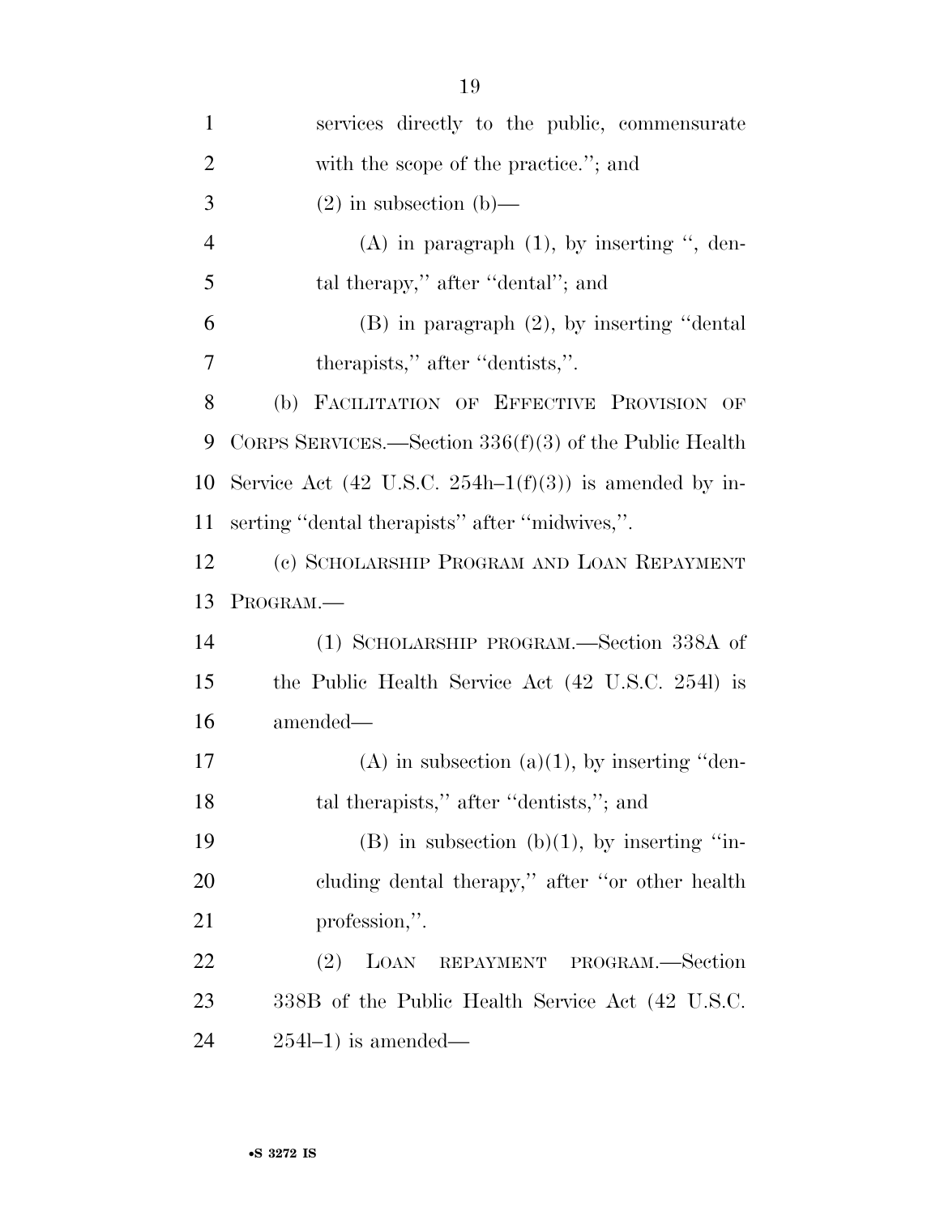services directly to the public, commensurate with the scope of the practice.''; and

(2) in subsection (b)—

(A) in paragraph (1), by inserting '', dental therapy,'' after ''dental''; and

(B) in paragraph (2), by inserting ''dental therapists,'' after ''dentists,''.

(b) FACILITATION OF EFFECTIVE PROVISION OF CORPS SERVICES.—Section 336(f)(3) of the Public Health Service Act (42 U.S.C. 254h–1(f)(3)) is amended by inserting ''dental therapists'' after ''midwives,''.

(c) SCHOLARSHIP PROGRAM AND LOAN REPAYMENT PROGRAM.—

(1) SCHOLARSHIP PROGRAM.—Section 338A of the Public Health Service Act (42 U.S.C. 254l) is amended—

(A) in subsection (a)(1), by inserting ''dental therapists,'' after ''dentists,''; and

(B) in subsection (b)(1), by inserting ''including dental therapy,'' after ''or other health profession,''.

(2) LOAN REPAYMENT PROGRAM.—Section 338B of the Public Health Service Act (42 U.S.C. 254l–1) is amended—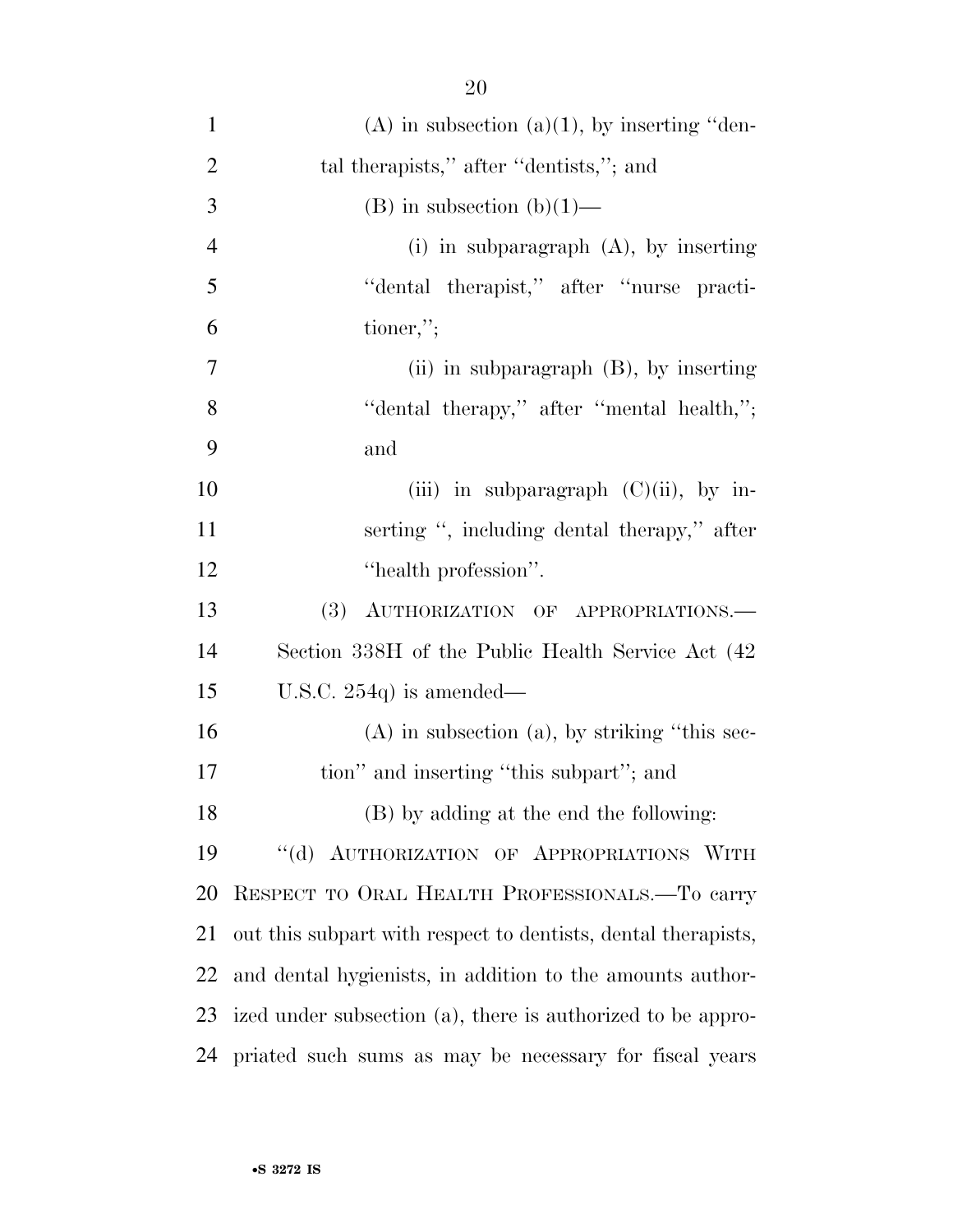(A) in subsection (a)(1), by inserting "dental therapists," after "dentists,"; and

(B) in subsection (b)(1)—

(i) in subparagraph (A), by inserting "dental therapist," after "nurse practitioner,";

(ii) in subparagraph (B), by inserting "dental therapy," after "mental health,"; and

(iii) in subparagraph (C)(ii), by inserting ", including dental therapy," after "health profession".

(3) AUTHORIZATION OF APPROPRIATIONS.—Section 338H of the Public Health Service Act (42 U.S.C. 254q) is amended—

(A) in subsection (a), by striking "this section" and inserting "this subpart"; and

(B) by adding at the end the following:

"(d) AUTHORIZATION OF APPROPRIATIONS WITH RESPECT TO ORAL HEALTH PROFESSIONALS.—To carry out this subpart with respect to dentists, dental therapists, and dental hygienists, in addition to the amounts authorized under subsection (a), there is authorized to be appropriated such sums as may be necessary for fiscal years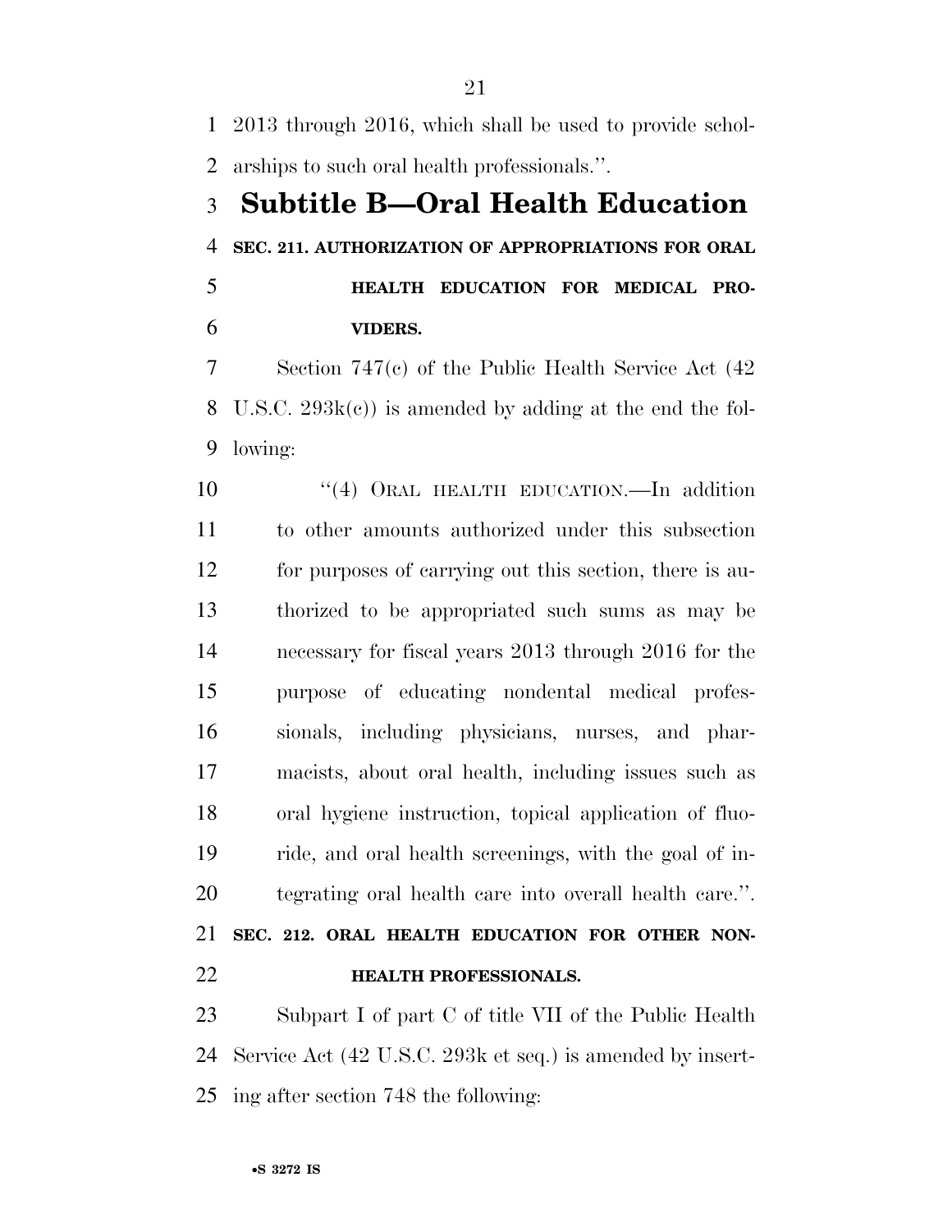2013 through 2016, which shall be used to provide scholarships to such oral health professionals.''.

## Subtitle B—Oral Health Education

**SEC. 211. AUTHORIZATION OF APPROPRIATIONS FOR ORAL HEALTH EDUCATION FOR MEDICAL PROVIDERS.**

Section 747(c) of the Public Health Service Act (42 U.S.C. 293k(c)) is amended by adding at the end the following:

"(4) ORAL HEALTH EDUCATION.—In addition to other amounts authorized under this subsection for purposes of carrying out this section, there is authorized to be appropriated such sums as may be necessary for fiscal years 2013 through 2016 for the purpose of educating nondental medical professionals, including physicians, nurses, and pharmacists, about oral health, including issues such as oral hygiene instruction, topical application of fluoride, and oral health screenings, with the goal of integrating oral health care into overall health care.''.

**SEC. 212. ORAL HEALTH EDUCATION FOR OTHER NON-HEALTH PROFESSIONALS.**

Subpart I of part C of title VII of the Public Health Service Act (42 U.S.C. 293k et seq.) is amended by inserting after section 748 the following: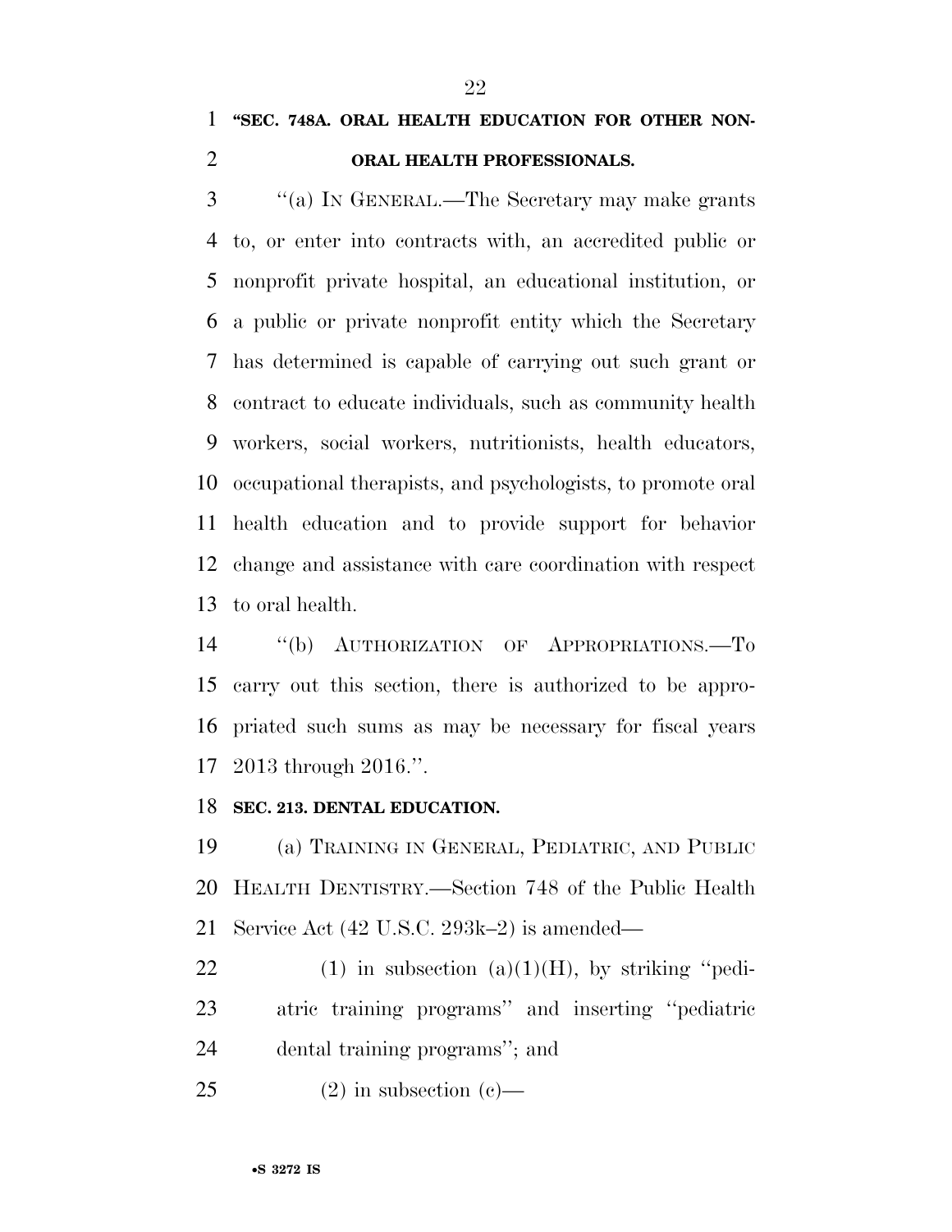**"SEC. 748A. ORAL HEALTH EDUCATION FOR OTHER NON-ORAL HEALTH PROFESSIONALS.**

"(a) IN GENERAL.—The Secretary may make grants to, or enter into contracts with, an accredited public or nonprofit private hospital, an educational institution, or a public or private nonprofit entity which the Secretary has determined is capable of carrying out such grant or contract to educate individuals, such as community health workers, social workers, nutritionists, health educators, occupational therapists, and psychologists, to promote oral health education and to provide support for behavior change and assistance with care coordination with respect to oral health.

"(b) AUTHORIZATION OF APPROPRIATIONS.—To carry out this section, there is authorized to be appropriated such sums as may be necessary for fiscal years 2013 through 2016.".

**SEC. 213. DENTAL EDUCATION.**

(a) TRAINING IN GENERAL, PEDIATRIC, AND PUBLIC HEALTH DENTISTRY.—Section 748 of the Public Health Service Act (42 U.S.C. 293k–2) is amended—

(1) in subsection (a)(1)(H), by striking "pediatric training programs" and inserting "pediatric dental training programs"; and

(2) in subsection (c)—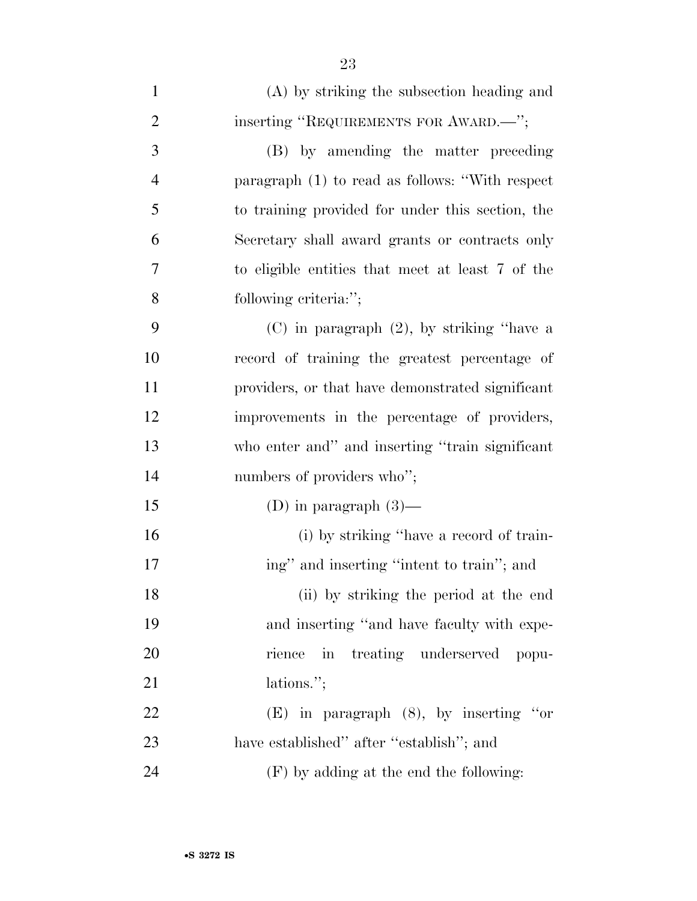(A) by striking the subsection heading and inserting ''REQUIREMENTS FOR AWARD.—'';

(B) by amending the matter preceding paragraph (1) to read as follows: ''With respect to training provided for under this section, the Secretary shall award grants or contracts only to eligible entities that meet at least 7 of the following criteria:'';

(C) in paragraph (2), by striking ''have a record of training the greatest percentage of providers, or that have demonstrated significant improvements in the percentage of providers, who enter and'' and inserting ''train significant numbers of providers who'';

(D) in paragraph (3)—

(i) by striking ''have a record of training'' and inserting ''intent to train''; and

(ii) by striking the period at the end and inserting ''and have faculty with experience in treating underserved populations.'';

(E) in paragraph (8), by inserting ''or have established'' after ''establish''; and

(F) by adding at the end the following: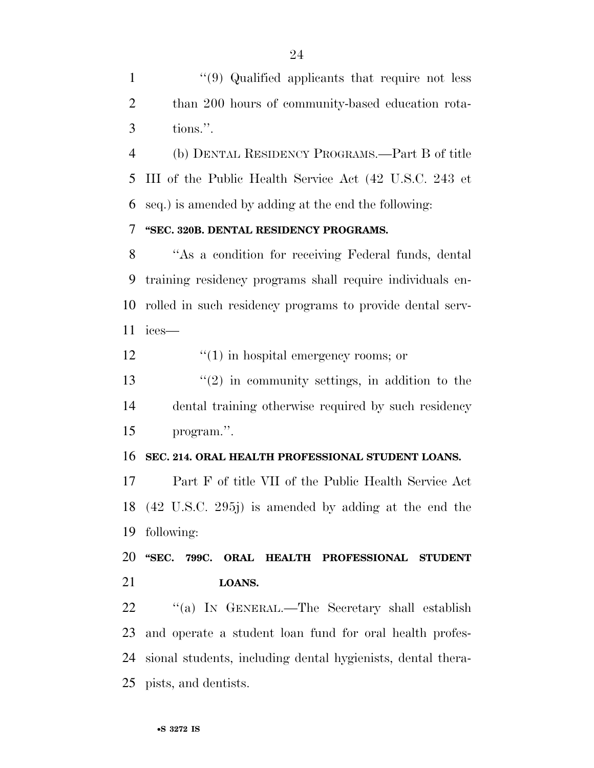"(9) Qualified applicants that require not less than 200 hours of community-based education rotations.".

(b) DENTAL RESIDENCY PROGRAMS.—Part B of title III of the Public Health Service Act (42 U.S.C. 243 et seq.) is amended by adding at the end the following:

**"SEC. 320B. DENTAL RESIDENCY PROGRAMS.**

"As a condition for receiving Federal funds, dental training residency programs shall require individuals enrolled in such residency programs to provide dental services—

"(1) in hospital emergency rooms; or

"(2) in community settings, in addition to the dental training otherwise required by such residency program.".

**SEC. 214. ORAL HEALTH PROFESSIONAL STUDENT LOANS.**

Part F of title VII of the Public Health Service Act (42 U.S.C. 295j) is amended by adding at the end the following:

**"SEC. 799C. ORAL HEALTH PROFESSIONAL STUDENT LOANS.**

"(a) IN GENERAL.—The Secretary shall establish and operate a student loan fund for oral health professional students, including dental hygienists, dental therapists, and dentists.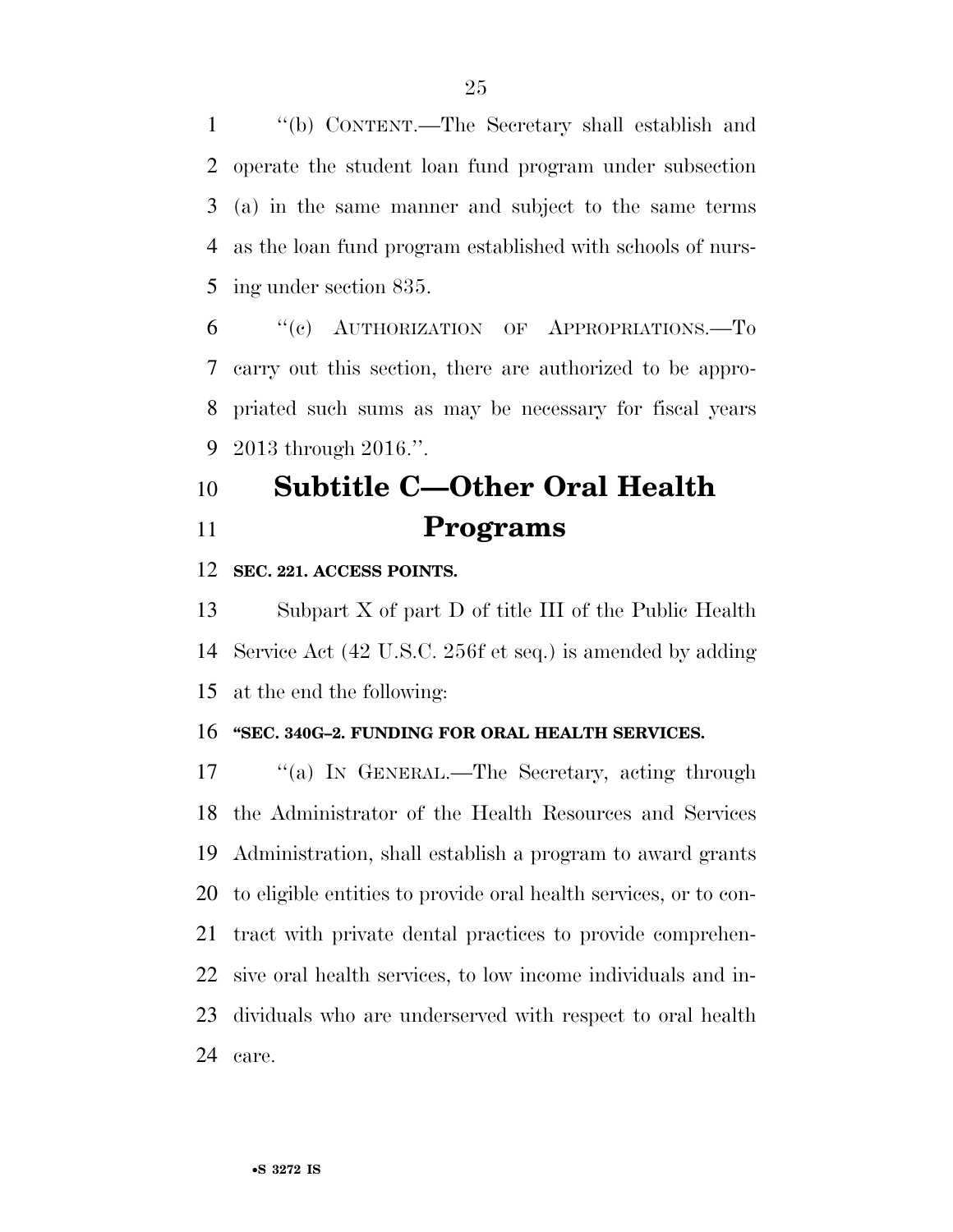''(b) CONTENT.—The Secretary shall establish and operate the student loan fund program under subsection (a) in the same manner and subject to the same terms as the loan fund program established with schools of nursing under section 835.

''(c) AUTHORIZATION OF APPROPRIATIONS.—To carry out this section, there are authorized to be appropriated such sums as may be necessary for fiscal years 2013 through 2016.''.

## Subtitle C—Other Oral Health Programs

**SEC. 221. ACCESS POINTS.**

Subpart X of part D of title III of the Public Health Service Act (42 U.S.C. 256f et seq.) is amended by adding at the end the following:

**''SEC. 340G–2. FUNDING FOR ORAL HEALTH SERVICES.**

''(a) IN GENERAL.—The Secretary, acting through the Administrator of the Health Resources and Services Administration, shall establish a program to award grants to eligible entities to provide oral health services, or to contract with private dental practices to provide comprehensive oral health services, to low income individuals and individuals who are underserved with respect to oral health care.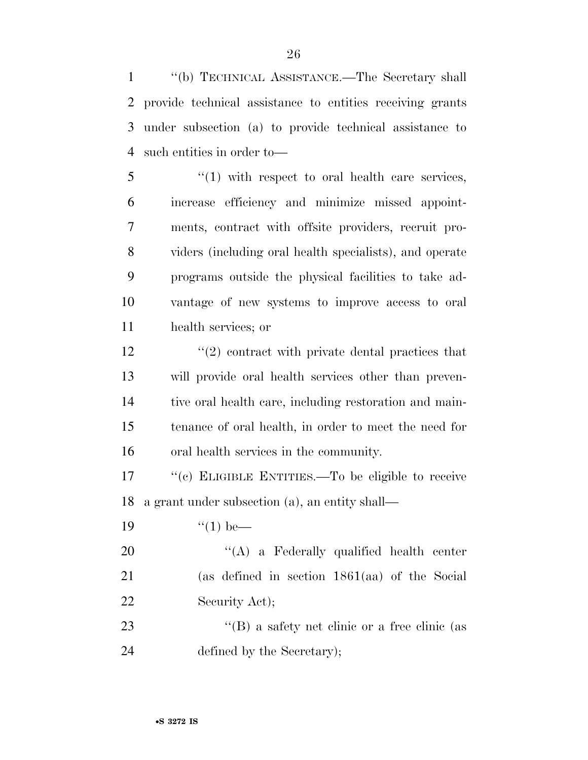''(b) TECHNICAL ASSISTANCE.—The Secretary shall provide technical assistance to entities receiving grants under subsection (a) to provide technical assistance to such entities in order to—

''(1) with respect to oral health care services, increase efficiency and minimize missed appointments, contract with offsite providers, recruit providers (including oral health specialists), and operate programs outside the physical facilities to take advantage of new systems to improve access to oral health services; or

''(2) contract with private dental practices that will provide oral health services other than preventive oral health care, including restoration and maintenance of oral health, in order to meet the need for oral health services in the community.

''(c) ELIGIBLE ENTITIES.—To be eligible to receive a grant under subsection (a), an entity shall—

''(1) be—

''(A) a Federally qualified health center (as defined in section 1861(aa) of the Social Security Act);

''(B) a safety net clinic or a free clinic (as defined by the Secretary);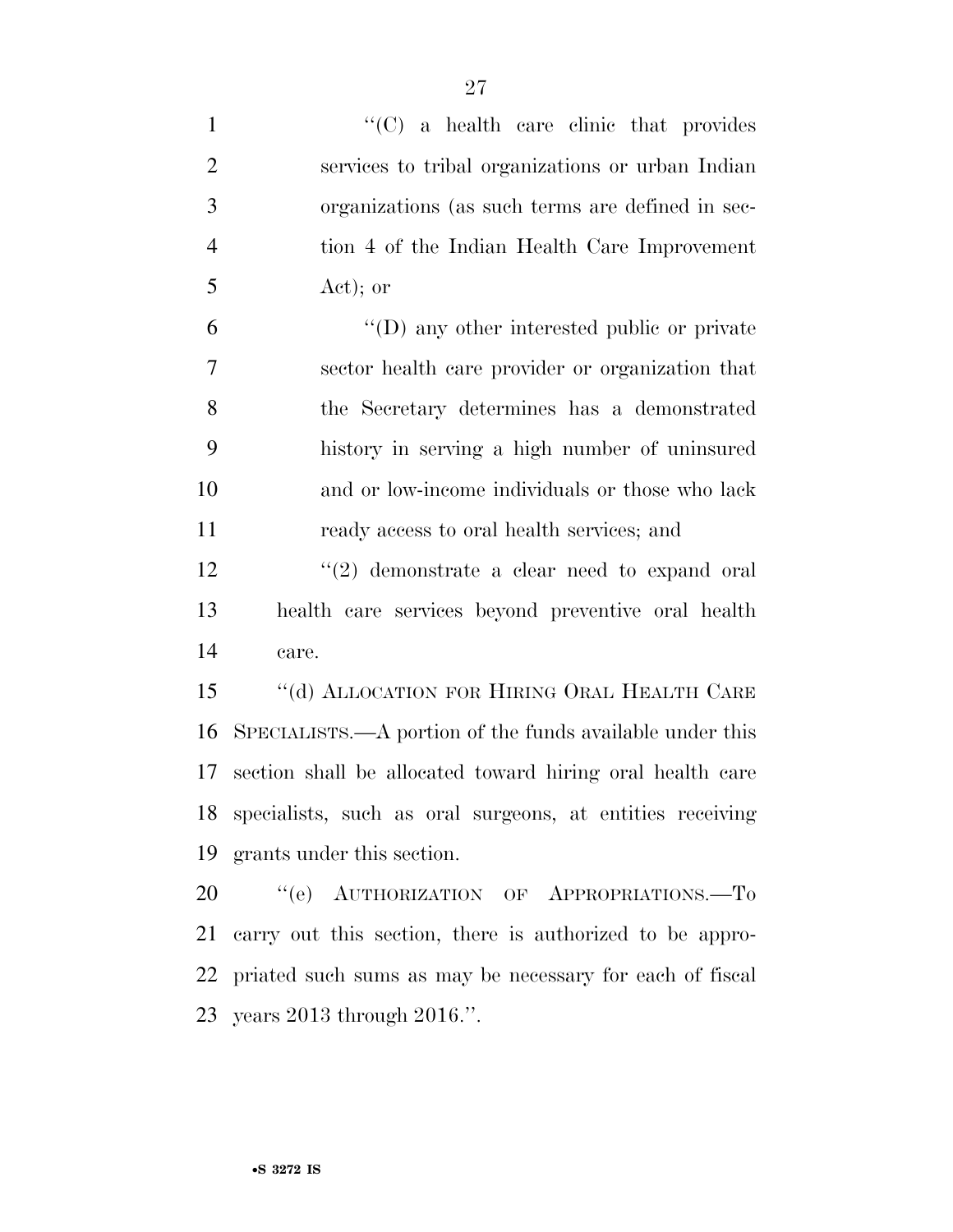''(C) a health care clinic that provides services to tribal organizations or urban Indian organizations (as such terms are defined in section 4 of the Indian Health Care Improvement Act); or

''(D) any other interested public or private sector health care provider or organization that the Secretary determines has a demonstrated history in serving a high number of uninsured and or low-income individuals or those who lack ready access to oral health services; and

''(2) demonstrate a clear need to expand oral health care services beyond preventive oral health care.

''(d) ALLOCATION FOR HIRING ORAL HEALTH CARE SPECIALISTS.—A portion of the funds available under this section shall be allocated toward hiring oral health care specialists, such as oral surgeons, at entities receiving grants under this section.

''(e) AUTHORIZATION OF APPROPRIATIONS.—To carry out this section, there is authorized to be appropriated such sums as may be necessary for each of fiscal years 2013 through 2016.''.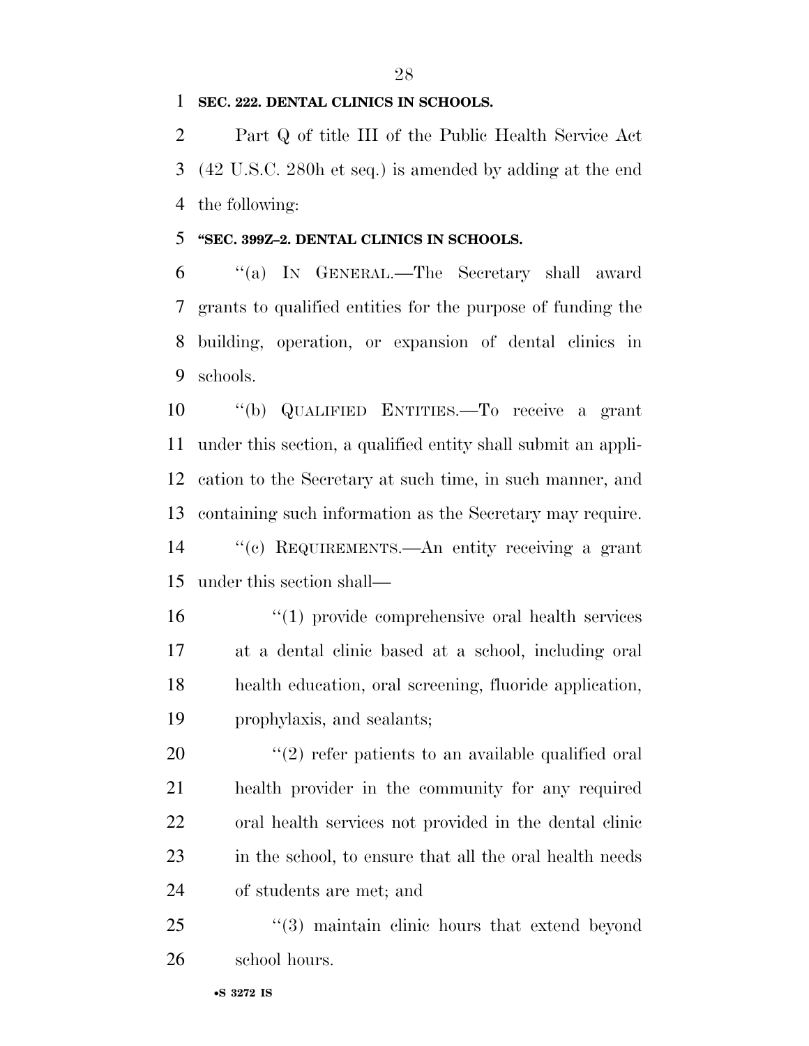**SEC. 222. DENTAL CLINICS IN SCHOOLS.**

Part Q of title III of the Public Health Service Act (42 U.S.C. 280h et seq.) is amended by adding at the end the following:

**"SEC. 399Z–2. DENTAL CLINICS IN SCHOOLS.**

"(a) IN GENERAL.—The Secretary shall award grants to qualified entities for the purpose of funding the building, operation, or expansion of dental clinics in schools.

"(b) QUALIFIED ENTITIES.—To receive a grant under this section, a qualified entity shall submit an application to the Secretary at such time, in such manner, and containing such information as the Secretary may require.

"(c) REQUIREMENTS.—An entity receiving a grant under this section shall—

"(1) provide comprehensive oral health services at a dental clinic based at a school, including oral health education, oral screening, fluoride application, prophylaxis, and sealants;

"(2) refer patients to an available qualified oral health provider in the community for any required oral health services not provided in the dental clinic in the school, to ensure that all the oral health needs of students are met; and

"(3) maintain clinic hours that extend beyond school hours.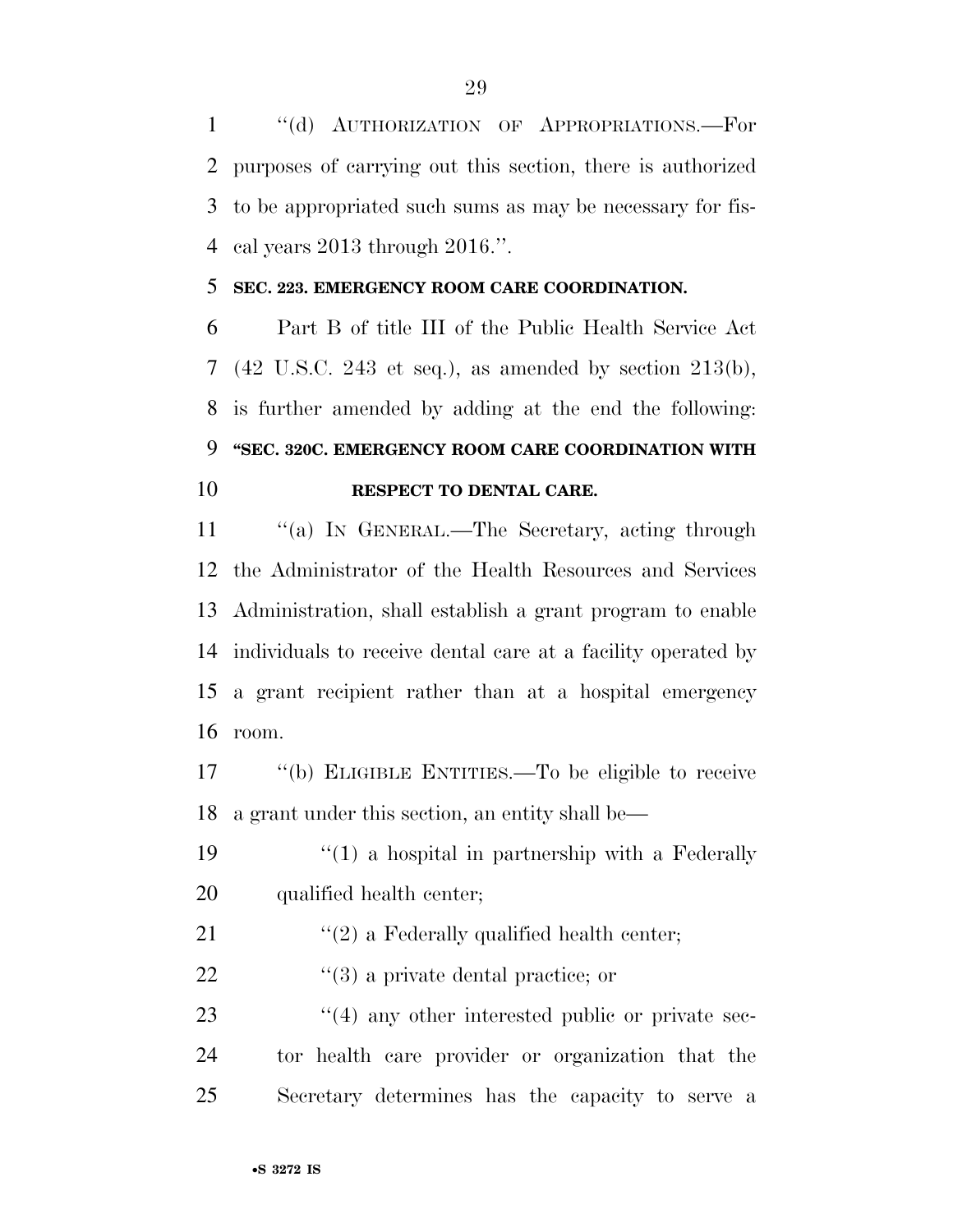"(d) AUTHORIZATION OF APPROPRIATIONS.—For purposes of carrying out this section, there is authorized to be appropriated such sums as may be necessary for fiscal years 2013 through 2016.".

**SEC. 223. EMERGENCY ROOM CARE COORDINATION.**

Part B of title III of the Public Health Service Act (42 U.S.C. 243 et seq.), as amended by section 213(b), is further amended by adding at the end the following:

**"SEC. 320C. EMERGENCY ROOM CARE COORDINATION WITH RESPECT TO DENTAL CARE.**

"(a) IN GENERAL.—The Secretary, acting through the Administrator of the Health Resources and Services Administration, shall establish a grant program to enable individuals to receive dental care at a facility operated by a grant recipient rather than at a hospital emergency room.

"(b) ELIGIBLE ENTITIES.—To be eligible to receive a grant under this section, an entity shall be—

"(1) a hospital in partnership with a Federally qualified health center;

"(2) a Federally qualified health center;

"(3) a private dental practice; or

"(4) any other interested public or private sector health care provider or organization that the Secretary determines has the capacity to serve a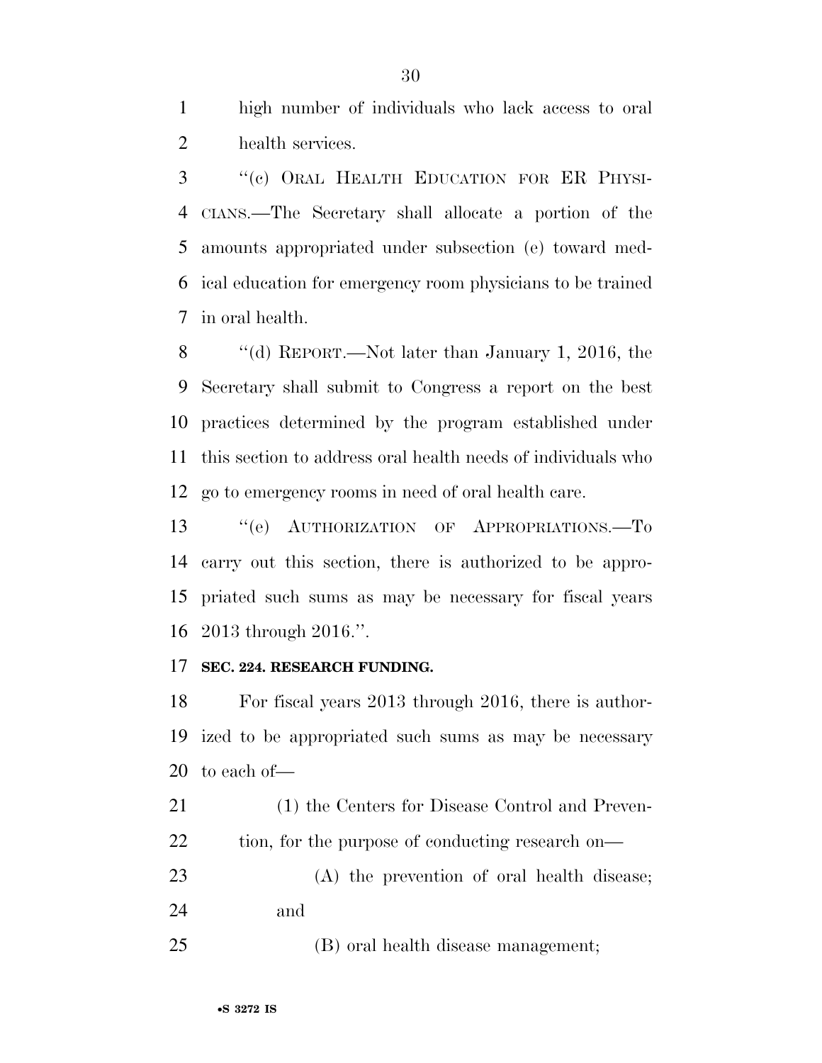high number of individuals who lack access to oral health services.

"(c) ORAL HEALTH EDUCATION FOR ER PHYSICIANS.—The Secretary shall allocate a portion of the amounts appropriated under subsection (e) toward medical education for emergency room physicians to be trained in oral health.

"(d) REPORT.—Not later than January 1, 2016, the Secretary shall submit to Congress a report on the best practices determined by the program established under this section to address oral health needs of individuals who go to emergency rooms in need of oral health care.

"(e) AUTHORIZATION OF APPROPRIATIONS.—To carry out this section, there is authorized to be appropriated such sums as may be necessary for fiscal years 2013 through 2016.".

**SEC. 224. RESEARCH FUNDING.**

For fiscal years 2013 through 2016, there is authorized to be appropriated such sums as may be necessary to each of—

(1) the Centers for Disease Control and Prevention, for the purpose of conducting research on—

(A) the prevention of oral health disease; and

(B) oral health disease management;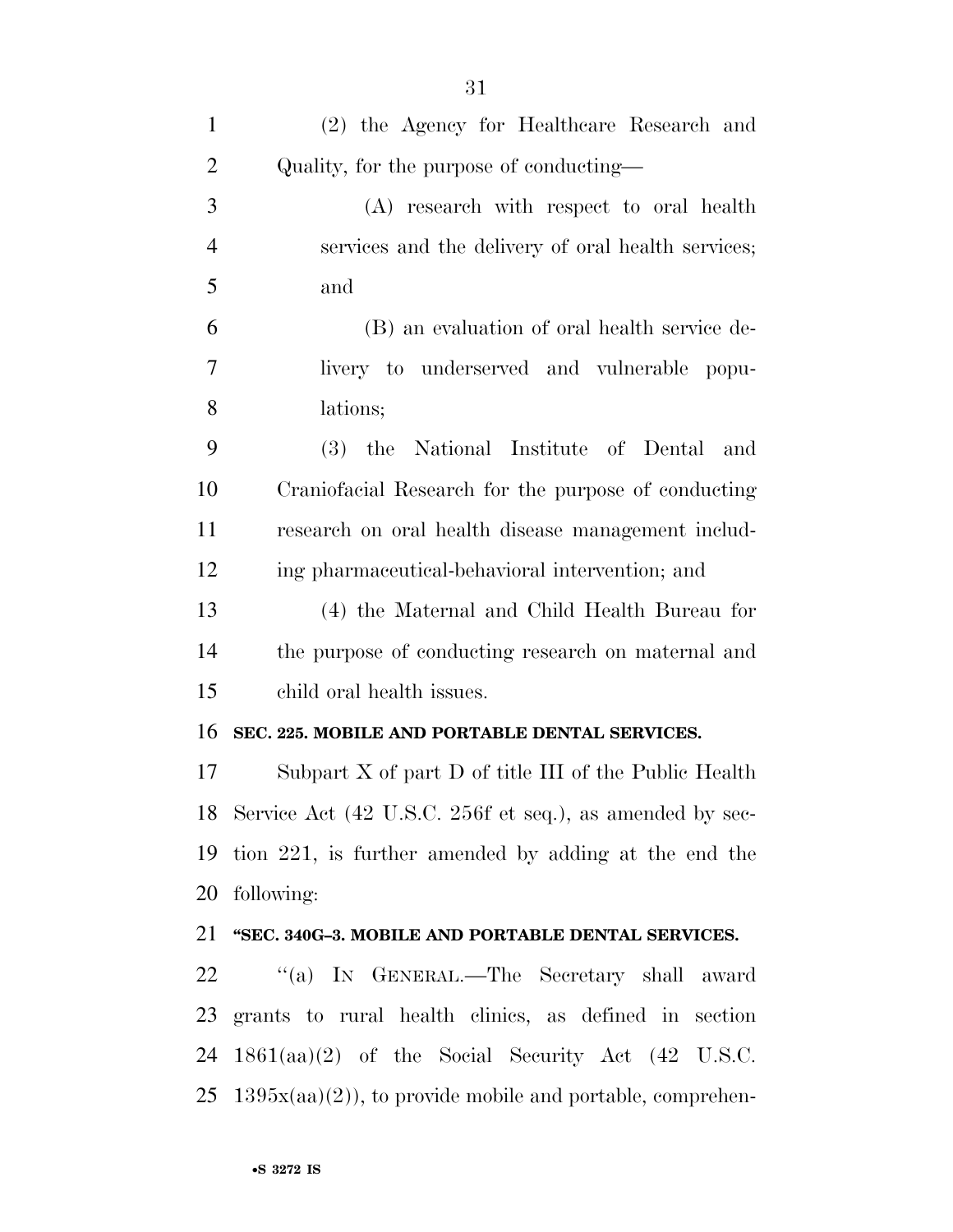(2) the Agency for Healthcare Research and Quality, for the purpose of conducting—

(A) research with respect to oral health services and the delivery of oral health services; and

(B) an evaluation of oral health service delivery to underserved and vulnerable populations;

(3) the National Institute of Dental and Craniofacial Research for the purpose of conducting research on oral health disease management including pharmaceutical-behavioral intervention; and

(4) the Maternal and Child Health Bureau for the purpose of conducting research on maternal and child oral health issues.

**SEC. 225. MOBILE AND PORTABLE DENTAL SERVICES.**

Subpart X of part D of title III of the Public Health Service Act (42 U.S.C. 256f et seq.), as amended by section 221, is further amended by adding at the end the following:

**"SEC. 340G–3. MOBILE AND PORTABLE DENTAL SERVICES.**

"(a) IN GENERAL.—The Secretary shall award grants to rural health clinics, as defined in section 1861(aa)(2) of the Social Security Act (42 U.S.C. 1395x(aa)(2)), to provide mobile and portable, comprehen-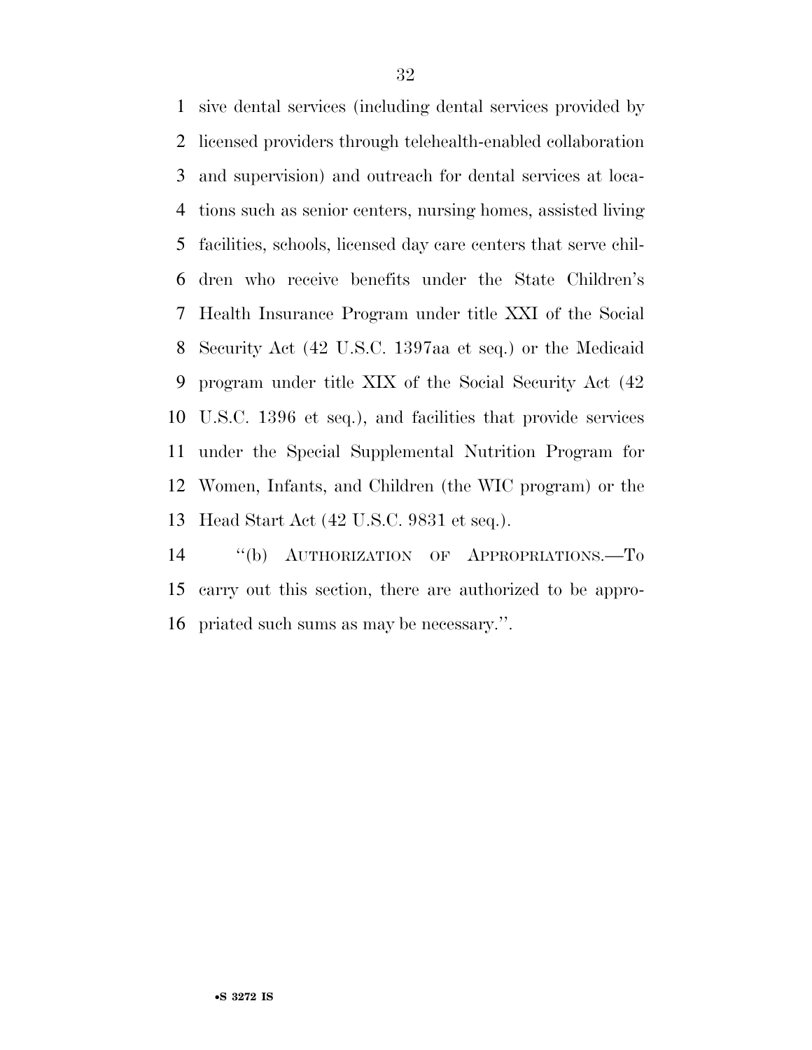sive dental services (including dental services provided by licensed providers through telehealth-enabled collaboration and supervision) and outreach for dental services at locations such as senior centers, nursing homes, assisted living facilities, schools, licensed day care centers that serve children who receive benefits under the State Children's Health Insurance Program under title XXI of the Social Security Act (42 U.S.C. 1397aa et seq.) or the Medicaid program under title XIX of the Social Security Act (42 U.S.C. 1396 et seq.), and facilities that provide services under the Special Supplemental Nutrition Program for Women, Infants, and Children (the WIC program) or the Head Start Act (42 U.S.C. 9831 et seq.).

''(b) AUTHORIZATION OF APPROPRIATIONS.—To carry out this section, there are authorized to be appropriated such sums as may be necessary.''.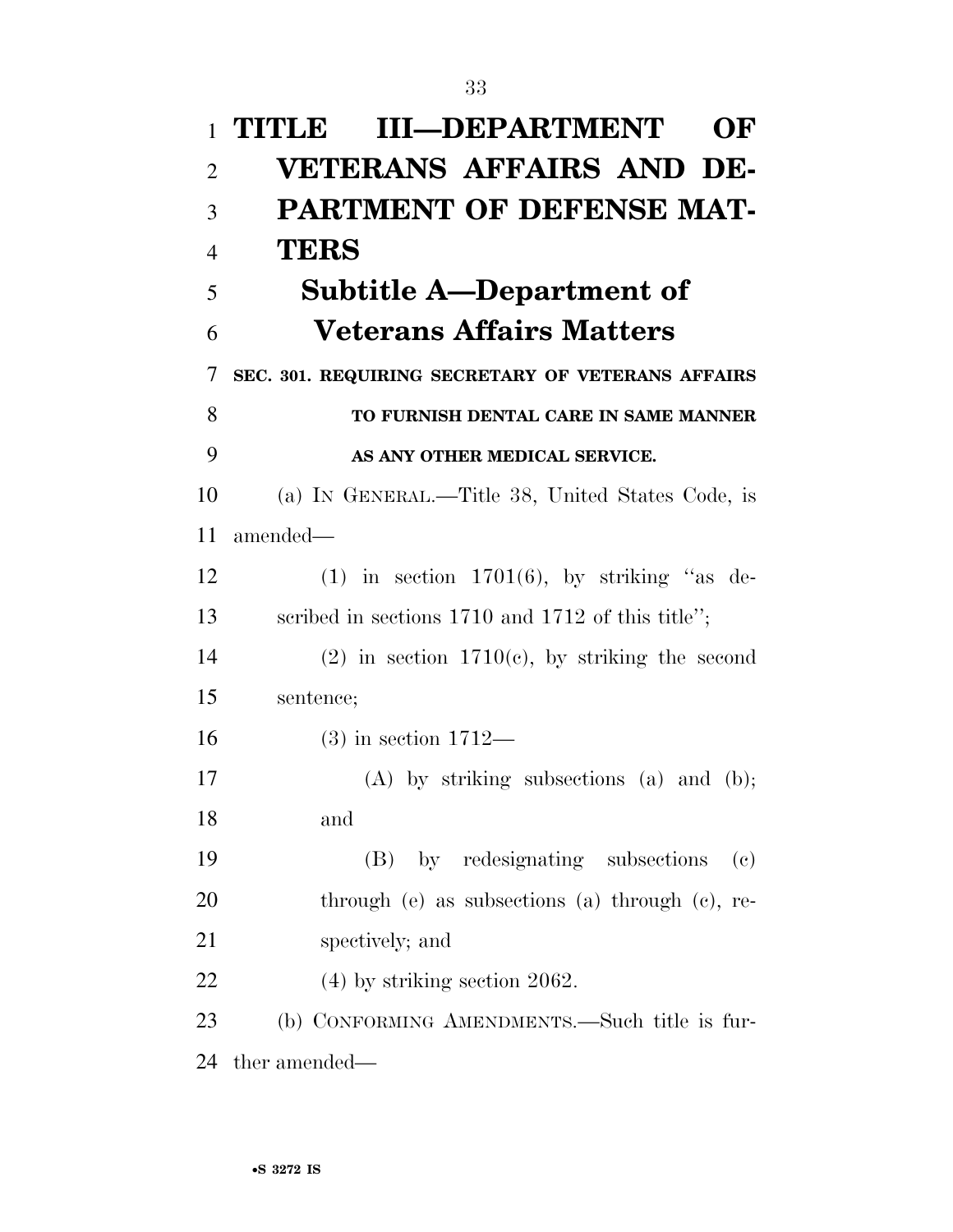# TITLE III—DEPARTMENT OF VETERANS AFFAIRS AND DEPARTMENT OF DEFENSE MATTERS

## Subtitle A—Department of Veterans Affairs Matters

### SEC. 301. REQUIRING SECRETARY OF VETERANS AFFAIRS TO FURNISH DENTAL CARE IN SAME MANNER AS ANY OTHER MEDICAL SERVICE.

(a) IN GENERAL.—Title 38, United States Code, is amended—

(1) in section 1701(6), by striking "as described in sections 1710 and 1712 of this title";

(2) in section 1710(c), by striking the second sentence;

(3) in section 1712—

(A) by striking subsections (a) and (b); and

(B) by redesignating subsections (c) through (e) as subsections (a) through (c), respectively; and

(4) by striking section 2062.

(b) CONFORMING AMENDMENTS.—Such title is further amended—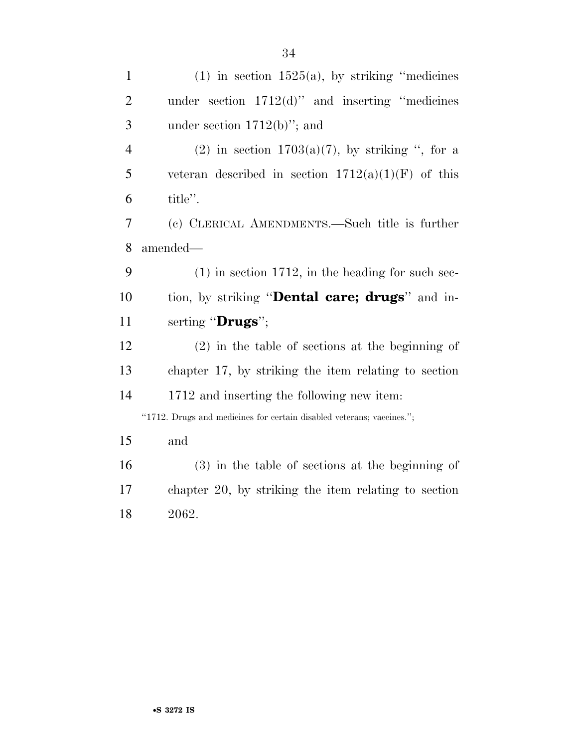(1) in section 1525(a), by striking ''medicines under section 1712(d)'' and inserting ''medicines under section 1712(b)''; and

(2) in section 1703(a)(7), by striking '', for a veteran described in section 1712(a)(1)(F) of this title''.

(c) CLERICAL AMENDMENTS.—Such title is further amended—

(1) in section 1712, in the heading for such section, by striking ''**Dental care; drugs**'' and inserting ''**Drugs**'';

(2) in the table of sections at the beginning of chapter 17, by striking the item relating to section 1712 and inserting the following new item:

''1712. Drugs and medicines for certain disabled veterans; vaccines.'';

and

(3) in the table of sections at the beginning of chapter 20, by striking the item relating to section 2062.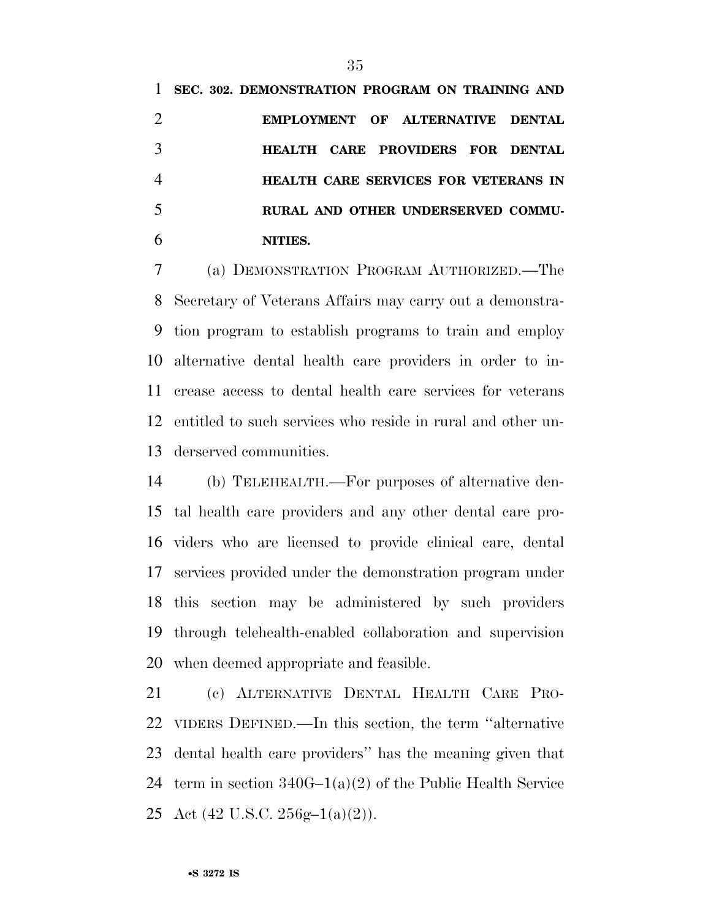**SEC. 302. DEMONSTRATION PROGRAM ON TRAINING AND EMPLOYMENT OF ALTERNATIVE DENTAL HEALTH CARE PROVIDERS FOR DENTAL HEALTH CARE SERVICES FOR VETERANS IN RURAL AND OTHER UNDERSERVED COMMUNITIES.**

(a) DEMONSTRATION PROGRAM AUTHORIZED.—The Secretary of Veterans Affairs may carry out a demonstration program to establish programs to train and employ alternative dental health care providers in order to increase access to dental health care services for veterans entitled to such services who reside in rural and other underserved communities.

(b) TELEHEALTH.—For purposes of alternative dental health care providers and any other dental care providers who are licensed to provide clinical care, dental services provided under the demonstration program under this section may be administered by such providers through telehealth-enabled collaboration and supervision when deemed appropriate and feasible.

(c) ALTERNATIVE DENTAL HEALTH CARE PROVIDERS DEFINED.—In this section, the term ''alternative dental health care providers'' has the meaning given that term in section 340G–1(a)(2) of the Public Health Service Act (42 U.S.C. 256g–1(a)(2)).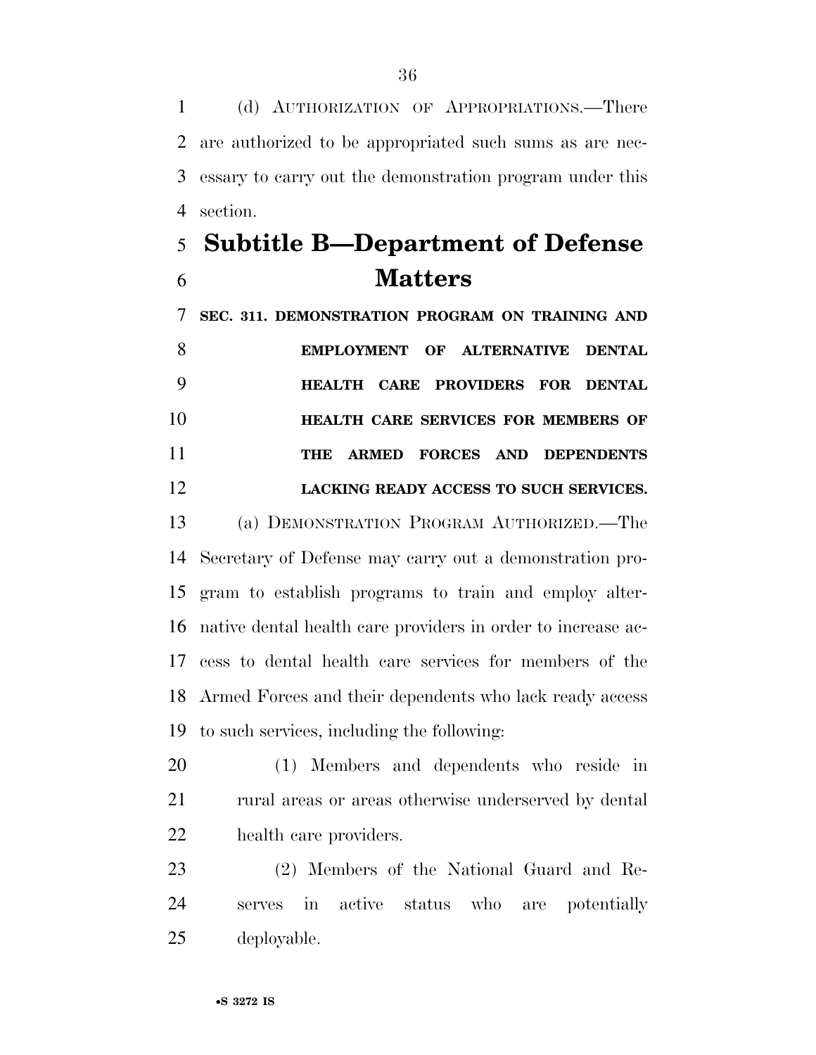(d) AUTHORIZATION OF APPROPRIATIONS.—There are authorized to be appropriated such sums as are necessary to carry out the demonstration program under this section.

## Subtitle B—Department of Defense Matters

**SEC. 311. DEMONSTRATION PROGRAM ON TRAINING AND EMPLOYMENT OF ALTERNATIVE DENTAL HEALTH CARE PROVIDERS FOR DENTAL HEALTH CARE SERVICES FOR MEMBERS OF THE ARMED FORCES AND DEPENDENTS LACKING READY ACCESS TO SUCH SERVICES.**

(a) DEMONSTRATION PROGRAM AUTHORIZED.—The Secretary of Defense may carry out a demonstration program to establish programs to train and employ alternative dental health care providers in order to increase access to dental health care services for members of the Armed Forces and their dependents who lack ready access to such services, including the following:

(1) Members and dependents who reside in rural areas or areas otherwise underserved by dental health care providers.

(2) Members of the National Guard and Reserves in active status who are potentially deployable.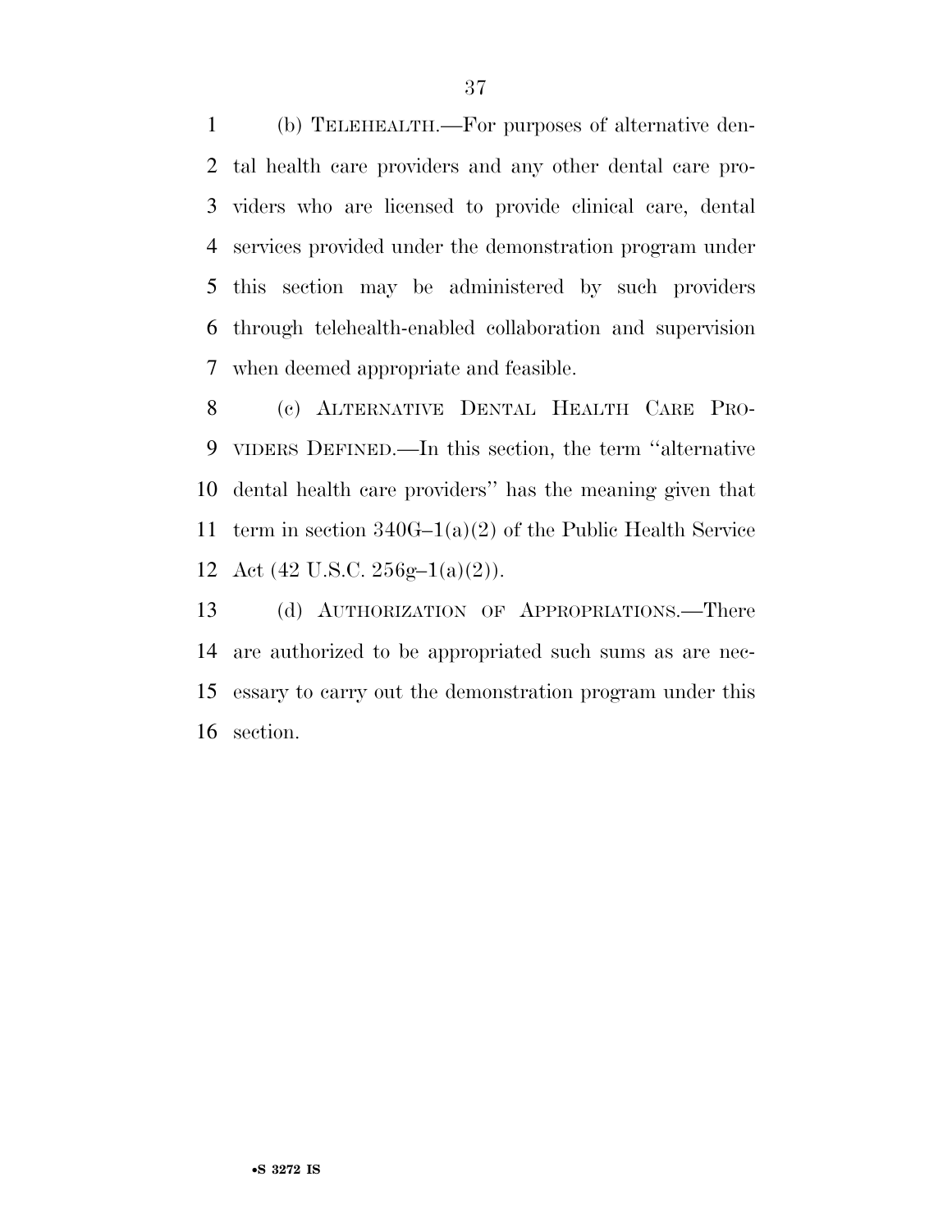(b) TELEHEALTH.—For purposes of alternative dental health care providers and any other dental care providers who are licensed to provide clinical care, dental services provided under the demonstration program under this section may be administered by such providers through telehealth-enabled collaboration and supervision when deemed appropriate and feasible.

(c) ALTERNATIVE DENTAL HEALTH CARE PROVIDERS DEFINED.—In this section, the term ''alternative dental health care providers'' has the meaning given that term in section 340G–1(a)(2) of the Public Health Service Act (42 U.S.C. 256g–1(a)(2)).

(d) AUTHORIZATION OF APPROPRIATIONS.—There are authorized to be appropriated such sums as are necessary to carry out the demonstration program under this section.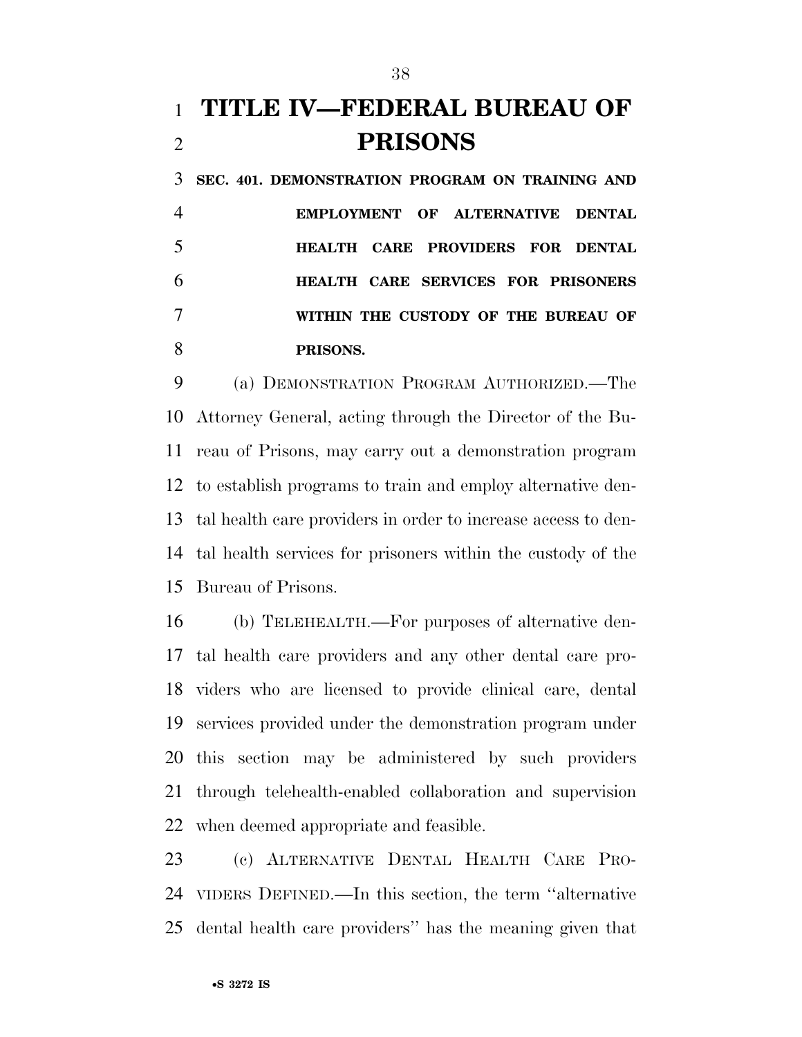# TITLE IV—FEDERAL BUREAU OF PRISONS

**SEC. 401. DEMONSTRATION PROGRAM ON TRAINING AND EMPLOYMENT OF ALTERNATIVE DENTAL HEALTH CARE PROVIDERS FOR DENTAL HEALTH CARE SERVICES FOR PRISONERS WITHIN THE CUSTODY OF THE BUREAU OF PRISONS.**

(a) DEMONSTRATION PROGRAM AUTHORIZED.—The Attorney General, acting through the Director of the Bureau of Prisons, may carry out a demonstration program to establish programs to train and employ alternative dental health care providers in order to increase access to dental health services for prisoners within the custody of the Bureau of Prisons.

(b) TELEHEALTH.—For purposes of alternative dental health care providers and any other dental care providers who are licensed to provide clinical care, dental services provided under the demonstration program under this section may be administered by such providers through telehealth-enabled collaboration and supervision when deemed appropriate and feasible.

(c) ALTERNATIVE DENTAL HEALTH CARE PROVIDERS DEFINED.—In this section, the term ''alternative dental health care providers'' has the meaning given that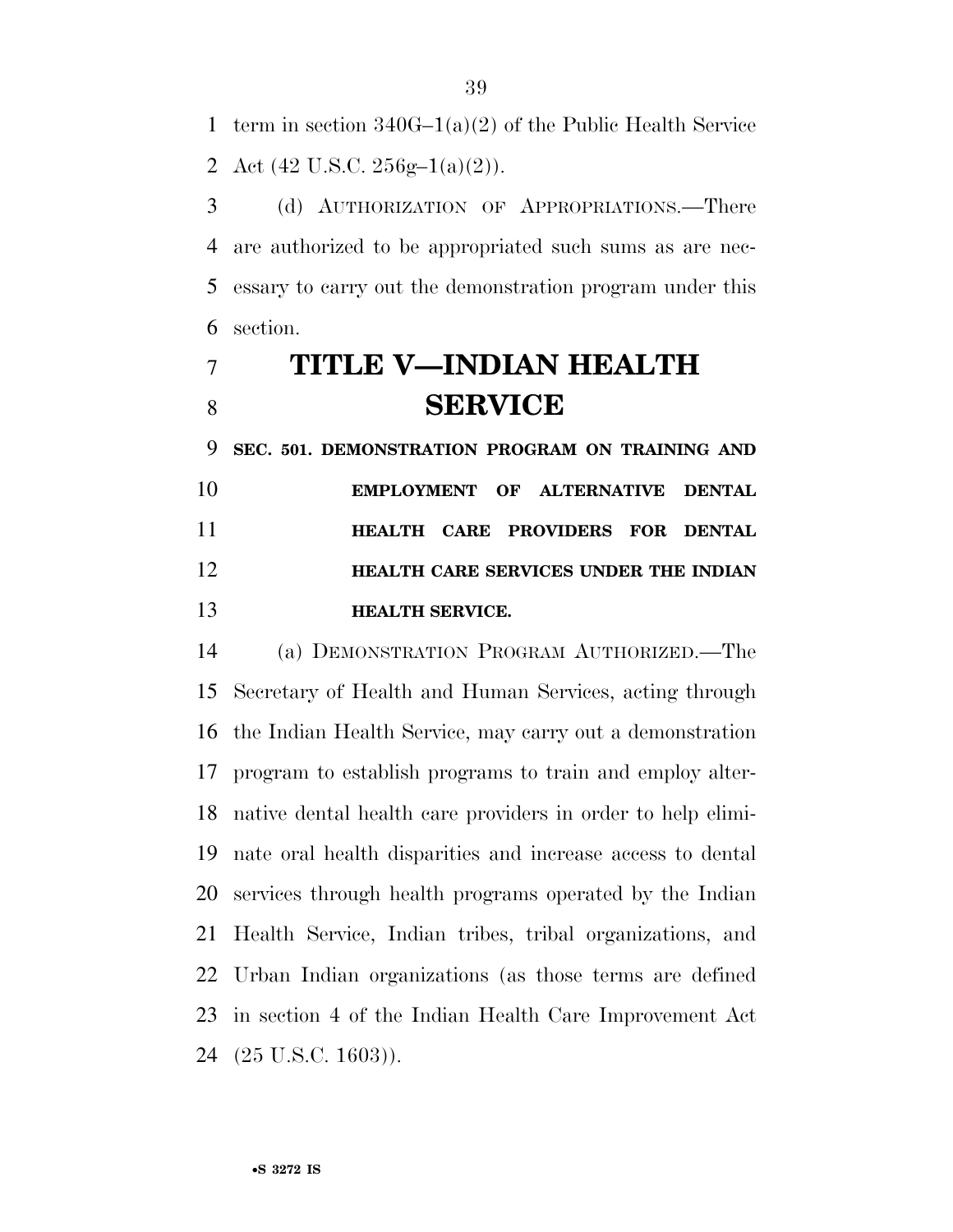term in section 340G–1(a)(2) of the Public Health Service Act (42 U.S.C. 256g–1(a)(2)).

(d) AUTHORIZATION OF APPROPRIATIONS.—There are authorized to be appropriated such sums as are necessary to carry out the demonstration program under this section.

# TITLE V—INDIAN HEALTH SERVICE

## SEC. 501. DEMONSTRATION PROGRAM ON TRAINING AND EMPLOYMENT OF ALTERNATIVE DENTAL HEALTH CARE PROVIDERS FOR DENTAL HEALTH CARE SERVICES UNDER THE INDIAN HEALTH SERVICE.

(a) DEMONSTRATION PROGRAM AUTHORIZED.—The Secretary of Health and Human Services, acting through the Indian Health Service, may carry out a demonstration program to establish programs to train and employ alternative dental health care providers in order to help eliminate oral health disparities and increase access to dental services through health programs operated by the Indian Health Service, Indian tribes, tribal organizations, and Urban Indian organizations (as those terms are defined in section 4 of the Indian Health Care Improvement Act (25 U.S.C. 1603)).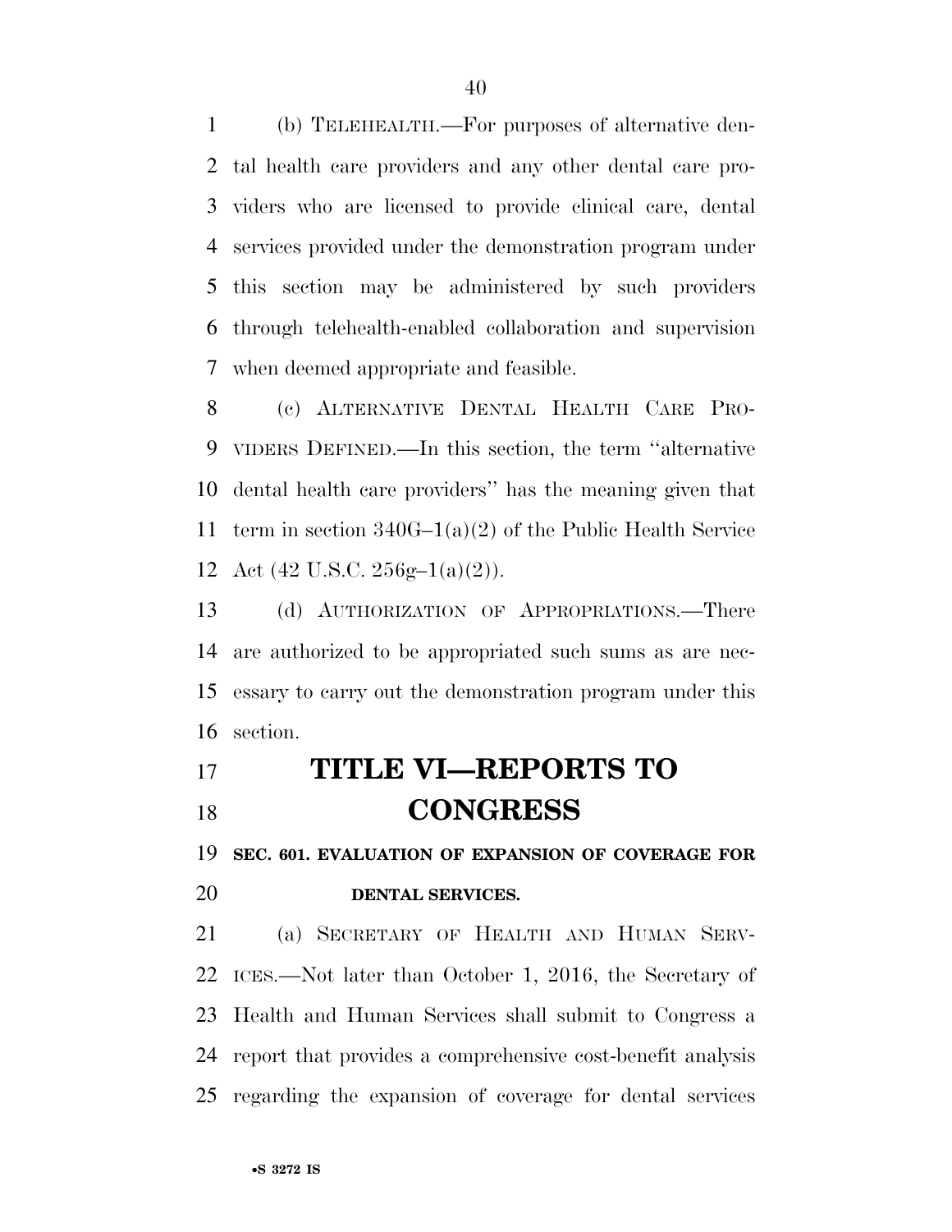(b) TELEHEALTH.—For purposes of alternative dental health care providers and any other dental care providers who are licensed to provide clinical care, dental services provided under the demonstration program under this section may be administered by such providers through telehealth-enabled collaboration and supervision when deemed appropriate and feasible.

(c) ALTERNATIVE DENTAL HEALTH CARE PROVIDERS DEFINED.—In this section, the term ''alternative dental health care providers'' has the meaning given that term in section 340G–1(a)(2) of the Public Health Service Act (42 U.S.C. 256g–1(a)(2)).

(d) AUTHORIZATION OF APPROPRIATIONS.—There are authorized to be appropriated such sums as are necessary to carry out the demonstration program under this section.

# TITLE VI—REPORTS TO CONGRESS

## SEC. 601. EVALUATION OF EXPANSION OF COVERAGE FOR DENTAL SERVICES.

(a) SECRETARY OF HEALTH AND HUMAN SERVICES.—Not later than October 1, 2016, the Secretary of Health and Human Services shall submit to Congress a report that provides a comprehensive cost-benefit analysis regarding the expansion of coverage for dental services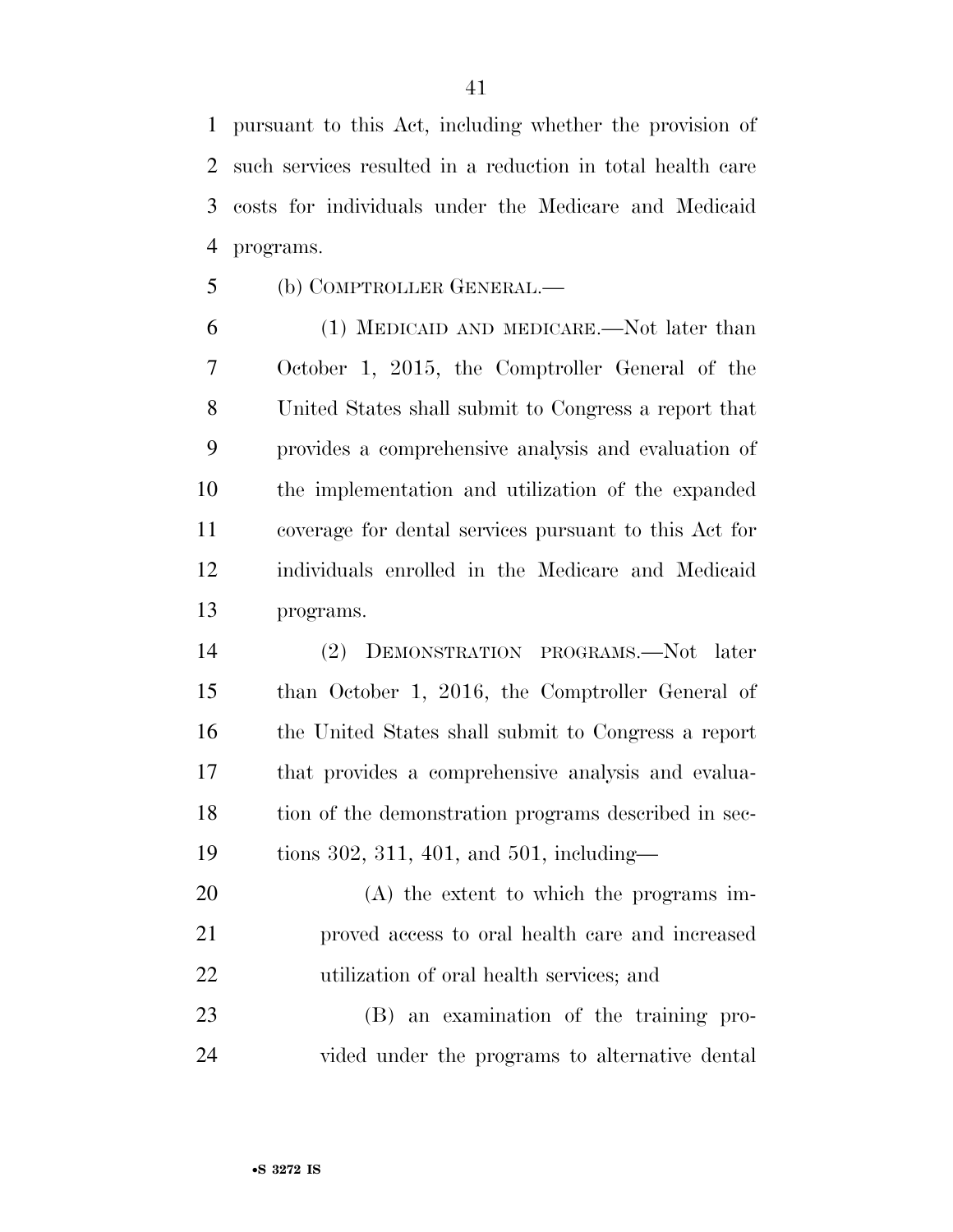pursuant to this Act, including whether the provision of such services resulted in a reduction in total health care costs for individuals under the Medicare and Medicaid programs.

(b) COMPTROLLER GENERAL.—

(1) MEDICAID AND MEDICARE.—Not later than October 1, 2015, the Comptroller General of the United States shall submit to Congress a report that provides a comprehensive analysis and evaluation of the implementation and utilization of the expanded coverage for dental services pursuant to this Act for individuals enrolled in the Medicare and Medicaid programs.

(2) DEMONSTRATION PROGRAMS.—Not later than October 1, 2016, the Comptroller General of the United States shall submit to Congress a report that provides a comprehensive analysis and evaluation of the demonstration programs described in sections 302, 311, 401, and 501, including—

(A) the extent to which the programs improved access to oral health care and increased utilization of oral health services; and

(B) an examination of the training provided under the programs to alternative dental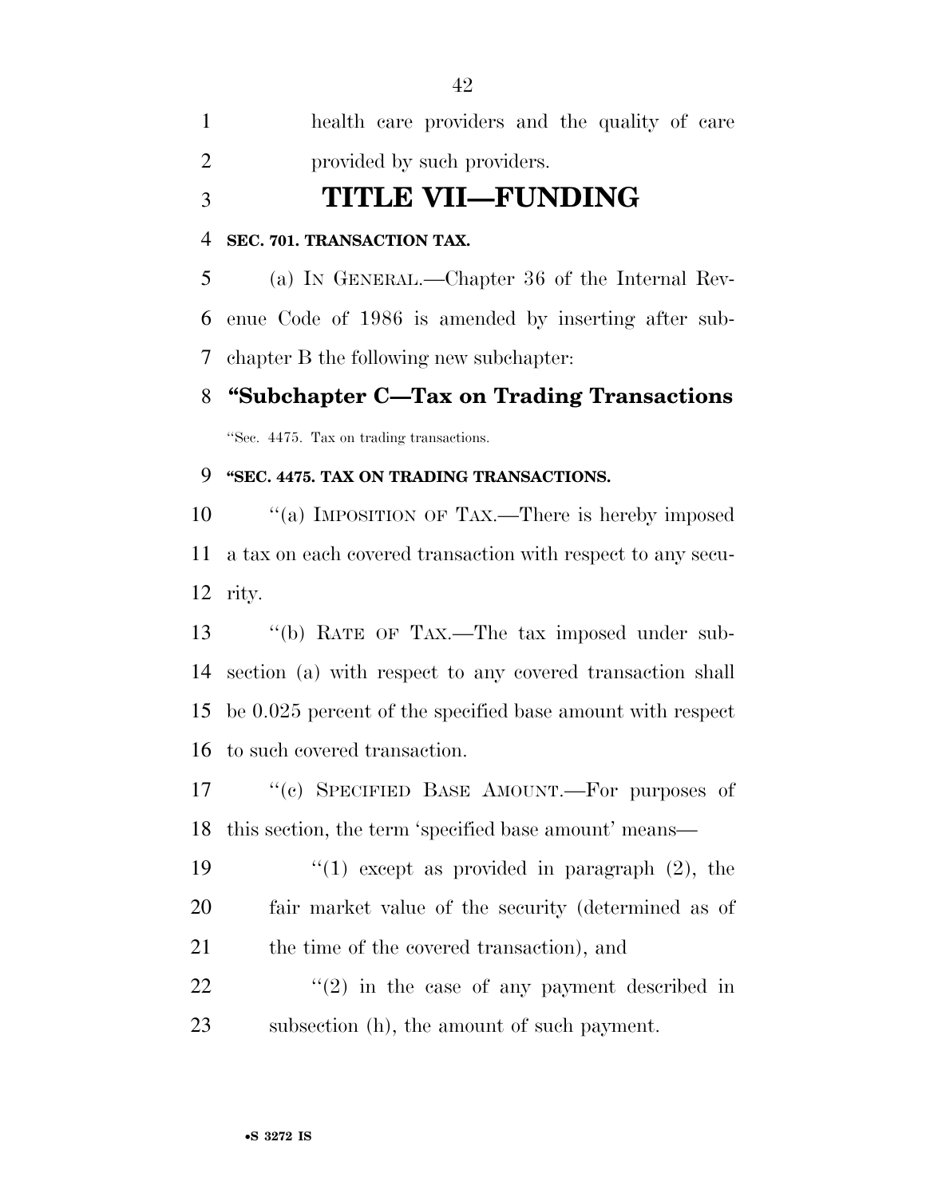health care providers and the quality of care provided by such providers.

# TITLE VII—FUNDING

**SEC. 701. TRANSACTION TAX.**

(a) IN GENERAL.—Chapter 36 of the Internal Revenue Code of 1986 is amended by inserting after subchapter B the following new subchapter:

## "Subchapter C—Tax on Trading Transactions

"Sec. 4475. Tax on trading transactions.

**"SEC. 4475. TAX ON TRADING TRANSACTIONS.**

"(a) IMPOSITION OF TAX.—There is hereby imposed a tax on each covered transaction with respect to any security.

"(b) RATE OF TAX.—The tax imposed under subsection (a) with respect to any covered transaction shall be 0.025 percent of the specified base amount with respect to such covered transaction.

"(c) SPECIFIED BASE AMOUNT.—For purposes of this section, the term 'specified base amount' means—

"(1) except as provided in paragraph (2), the fair market value of the security (determined as of the time of the covered transaction), and

"(2) in the case of any payment described in subsection (h), the amount of such payment.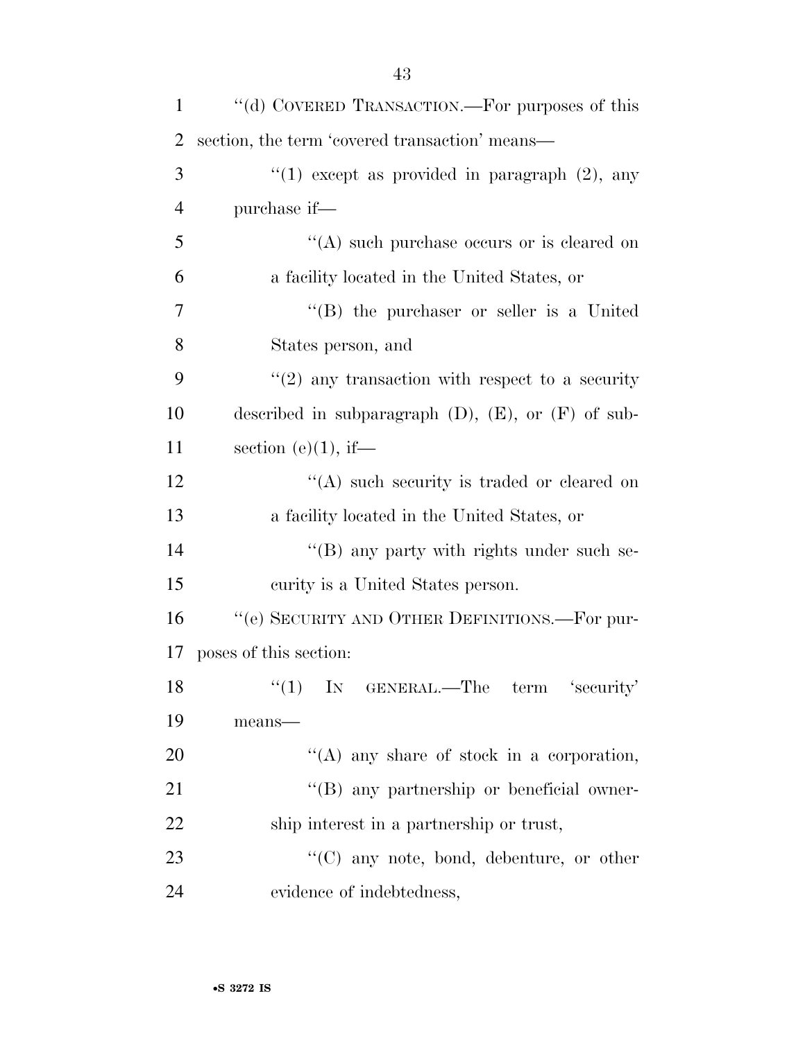"(d) COVERED TRANSACTION.—For purposes of this section, the term 'covered transaction' means—

"(1) except as provided in paragraph (2), any purchase if—

"(A) such purchase occurs or is cleared on a facility located in the United States, or

"(B) the purchaser or seller is a United States person, and

"(2) any transaction with respect to a security described in subparagraph (D), (E), or (F) of subsection (e)(1), if—

"(A) such security is traded or cleared on a facility located in the United States, or

"(B) any party with rights under such security is a United States person.

"(e) SECURITY AND OTHER DEFINITIONS.—For purposes of this section:

"(1) IN GENERAL.—The term 'security' means—

"(A) any share of stock in a corporation,

"(B) any partnership or beneficial ownership interest in a partnership or trust,

"(C) any note, bond, debenture, or other evidence of indebtedness,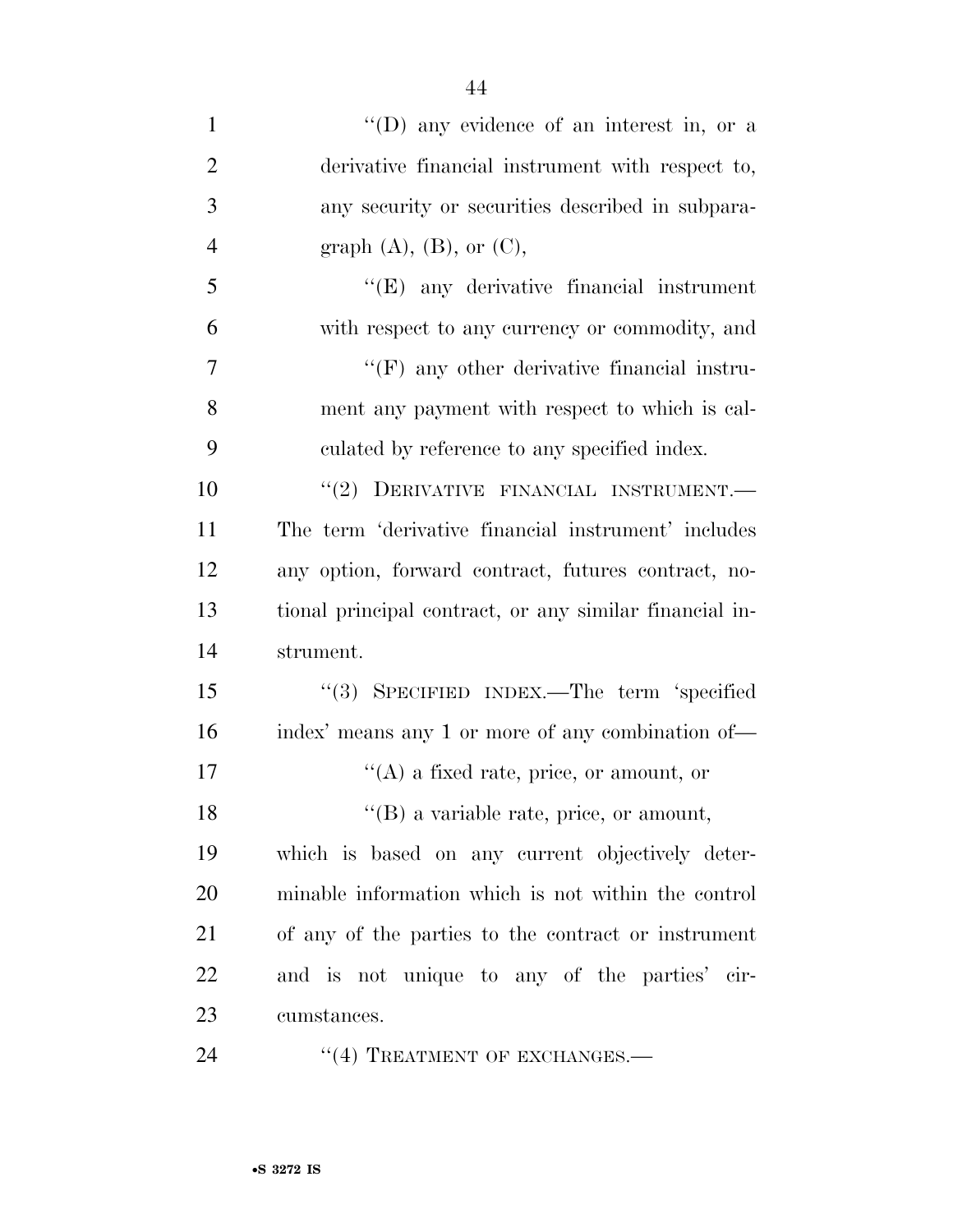''(D) any evidence of an interest in, or a derivative financial instrument with respect to, any security or securities described in subparagraph (A), (B), or (C),

''(E) any derivative financial instrument with respect to any currency or commodity, and

''(F) any other derivative financial instrument any payment with respect to which is calculated by reference to any specified index.

''(2) DERIVATIVE FINANCIAL INSTRUMENT.—The term 'derivative financial instrument' includes any option, forward contract, futures contract, notional principal contract, or any similar financial instrument.

''(3) SPECIFIED INDEX.—The term 'specified index' means any 1 or more of any combination of—

''(A) a fixed rate, price, or amount, or

''(B) a variable rate, price, or amount,

which is based on any current objectively determinable information which is not within the control of any of the parties to the contract or instrument and is not unique to any of the parties' circumstances.

''(4) TREATMENT OF EXCHANGES.—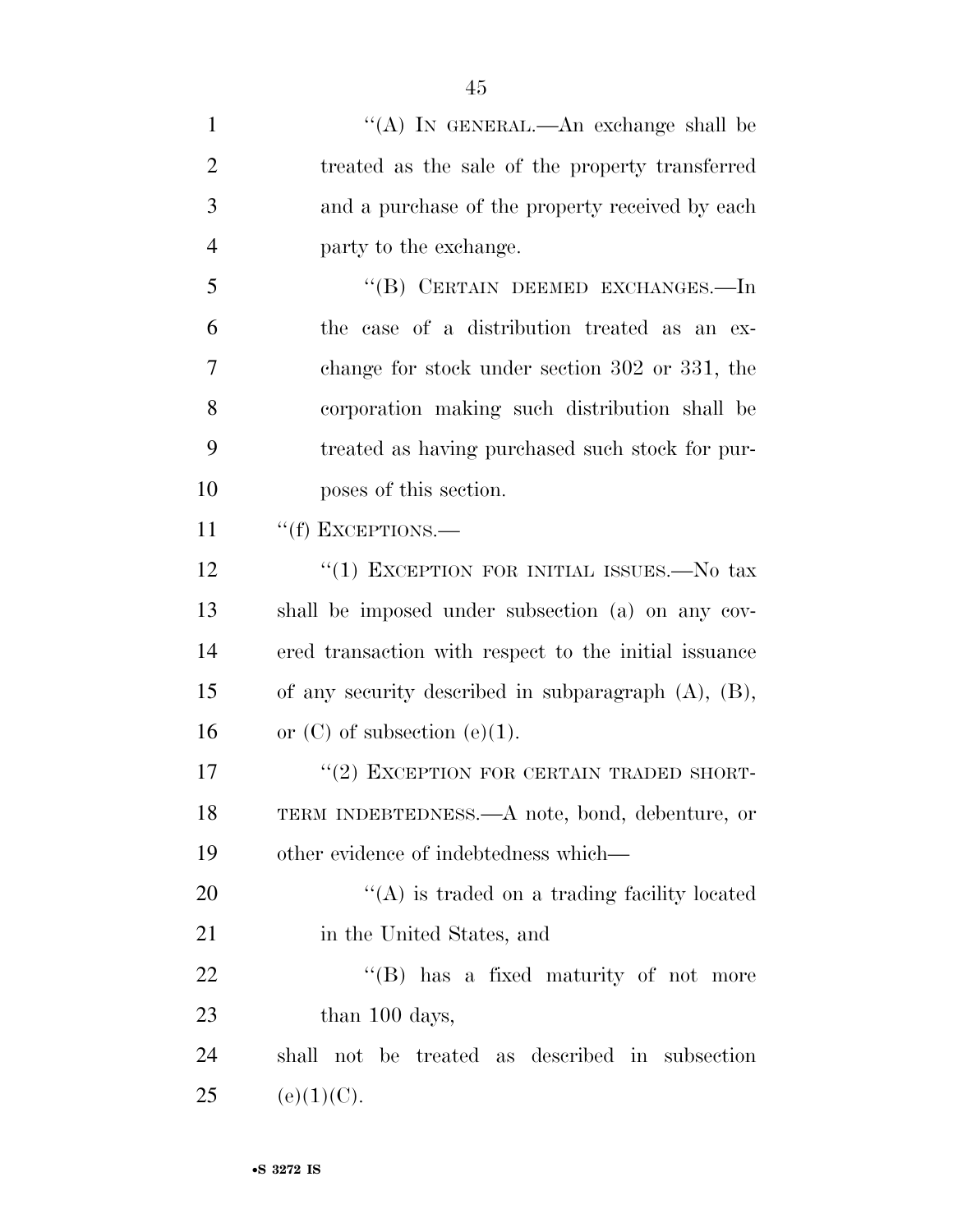"(A) IN GENERAL.—An exchange shall be treated as the sale of the property transferred and a purchase of the property received by each party to the exchange.

"(B) CERTAIN DEEMED EXCHANGES.—In the case of a distribution treated as an exchange for stock under section 302 or 331, the corporation making such distribution shall be treated as having purchased such stock for purposes of this section.

"(f) EXCEPTIONS.—

"(1) EXCEPTION FOR INITIAL ISSUES.—No tax shall be imposed under subsection (a) on any covered transaction with respect to the initial issuance of any security described in subparagraph (A), (B), or (C) of subsection (e)(1).

"(2) EXCEPTION FOR CERTAIN TRADED SHORT-TERM INDEBTEDNESS.—A note, bond, debenture, or other evidence of indebtedness which—

"(A) is traded on a trading facility located in the United States, and

"(B) has a fixed maturity of not more than 100 days,

shall not be treated as described in subsection (e)(1)(C).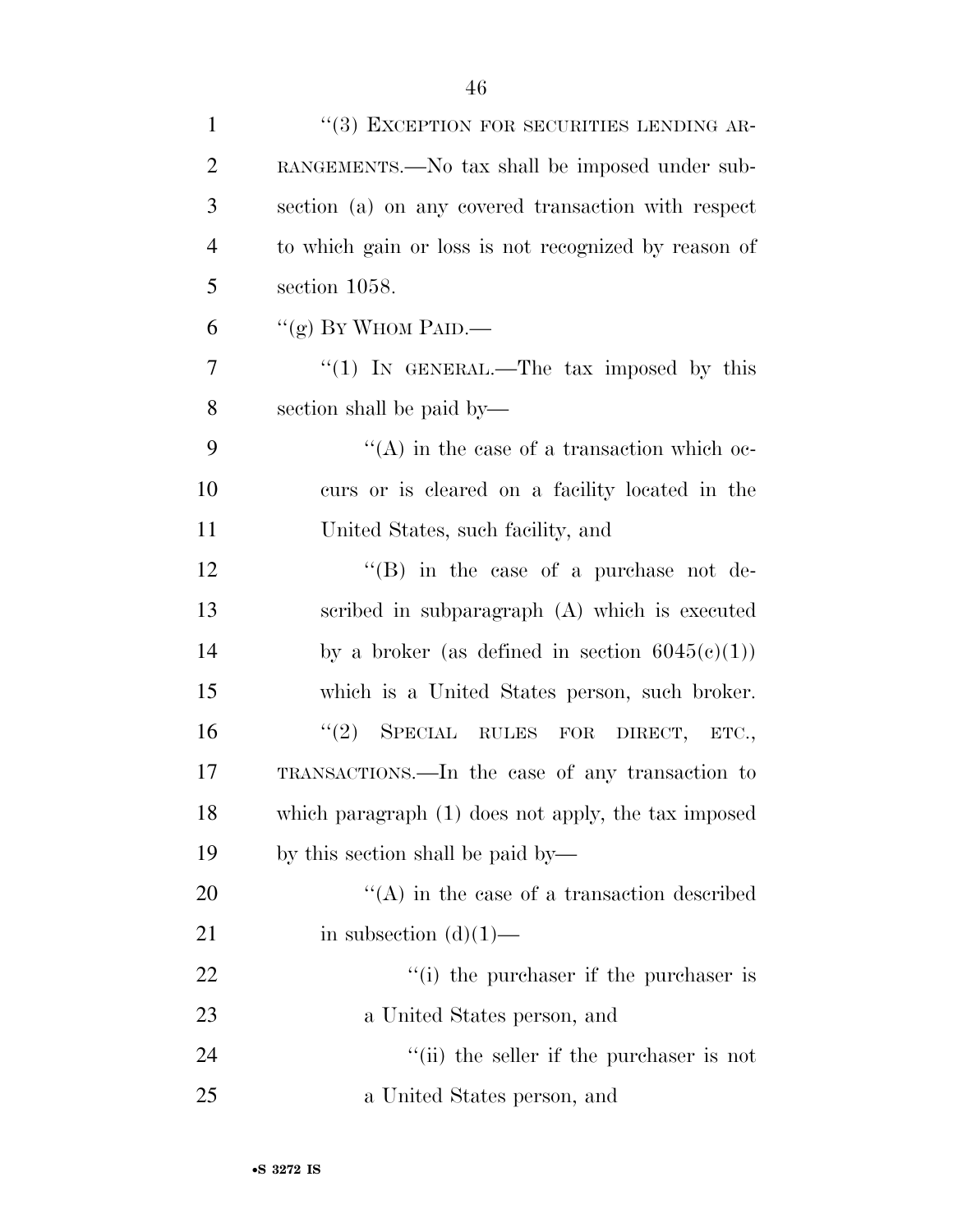"(3) EXCEPTION FOR SECURITIES LENDING ARRANGEMENTS.—No tax shall be imposed under subsection (a) on any covered transaction with respect to which gain or loss is not recognized by reason of section 1058.

"(g) BY WHOM PAID.—

"(1) IN GENERAL.—The tax imposed by this section shall be paid by—

"(A) in the case of a transaction which occurs or is cleared on a facility located in the United States, such facility, and

"(B) in the case of a purchase not described in subparagraph (A) which is executed by a broker (as defined in section 6045(c)(1)) which is a United States person, such broker.

"(2) SPECIAL RULES FOR DIRECT, ETC., TRANSACTIONS.—In the case of any transaction to which paragraph (1) does not apply, the tax imposed by this section shall be paid by—

"(A) in the case of a transaction described in subsection (d)(1)—

"(i) the purchaser if the purchaser is a United States person, and

"(ii) the seller if the purchaser is not a United States person, and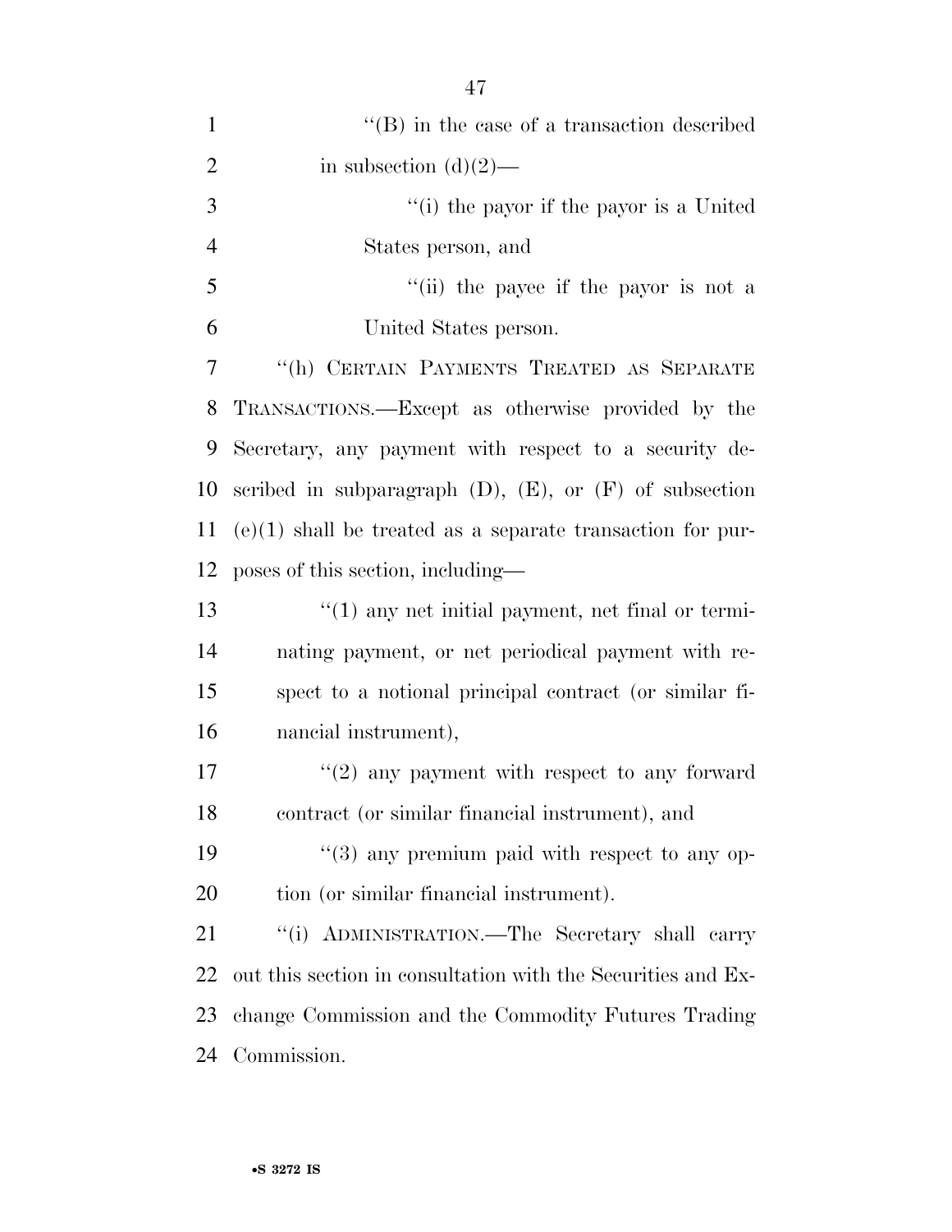''(B) in the case of a transaction described in subsection (d)(2)—

''(i) the payor if the payor is a United States person, and

''(ii) the payee if the payor is not a United States person.

''(h) CERTAIN PAYMENTS TREATED AS SEPARATE TRANSACTIONS.—Except as otherwise provided by the Secretary, any payment with respect to a security described in subparagraph (D), (E), or (F) of subsection (e)(1) shall be treated as a separate transaction for purposes of this section, including—

''(1) any net initial payment, net final or terminating payment, or net periodical payment with respect to a notional principal contract (or similar financial instrument),

''(2) any payment with respect to any forward contract (or similar financial instrument), and

''(3) any premium paid with respect to any option (or similar financial instrument).

''(i) ADMINISTRATION.—The Secretary shall carry out this section in consultation with the Securities and Exchange Commission and the Commodity Futures Trading Commission.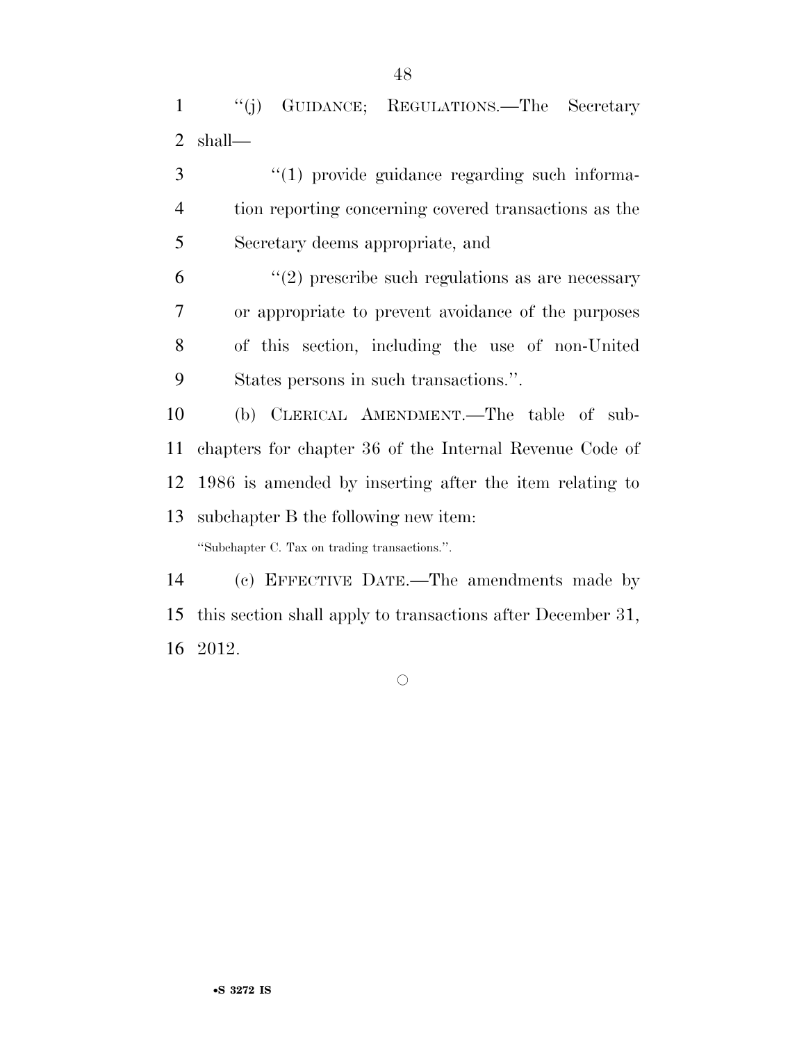''(j) GUIDANCE; REGULATIONS.—The Secretary shall—

''(1) provide guidance regarding such information reporting concerning covered transactions as the Secretary deems appropriate, and

''(2) prescribe such regulations as are necessary or appropriate to prevent avoidance of the purposes of this section, including the use of non-United States persons in such transactions.''.

(b) CLERICAL AMENDMENT.—The table of subchapters for chapter 36 of the Internal Revenue Code of 1986 is amended by inserting after the item relating to subchapter B the following new item:

''Subchapter C. Tax on trading transactions.''.

(c) EFFECTIVE DATE.—The amendments made by this section shall apply to transactions after December 31, 2012.

○